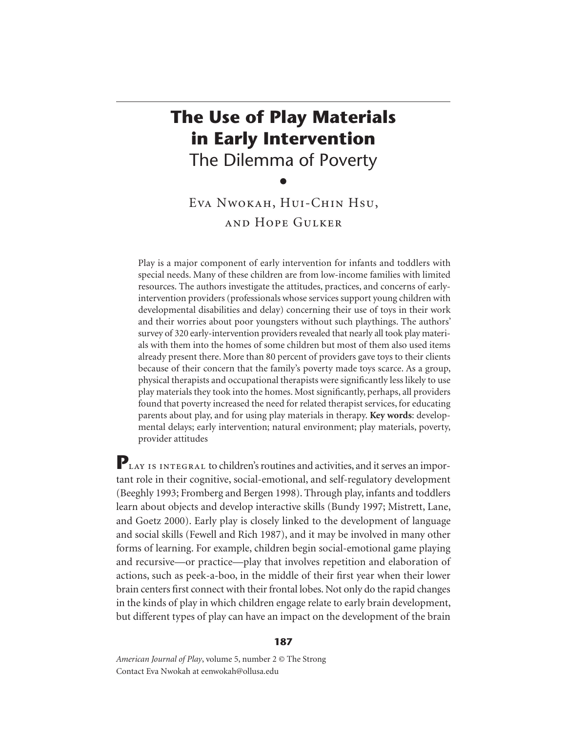# The Use of Play Materials in Early Intervention

## The Dilemma of Poverty

•

Eva Nwokah, Hui-Chin Hsu, and Hope Gulker

Play is a major component of early intervention for infants and toddlers with special needs. Many of these children are from low-income families with limited resources. The authors investigate the attitudes, practices, and concerns of early-intervention providers (professionals whose services support young children with developmental disabilities and delay) concerning their use of toys in their work and their worries about poor youngsters without such playthings. The authors' survey of 320 early-intervention providers revealed that nearly all took play materials with them into the homes of some children but most of them also used items already present there. More than 80 percent of providers gave toys to their clients because of their concern that the family's poverty made toys scarce. As a group, physical therapists and occupational therapists were significantly less likely to use play materials they took into the homes. Most significantly, perhaps, all providers found that poverty increased the need for related therapist services, for educating parents about play, and for using play materials in therapy. **Key words**: developmental delays; early intervention; natural environment; play materials, poverty, provider attitudes

**Play is integral** to children's routines and activities, and it serves an important role in their cognitive, social-emotional, and self-regulatory development (Beeghly 1993; Fromberg and Bergen 1998). Through play, infants and toddlers learn about objects and develop interactive skills (Bundy 1997; Mistrett, Lane, and Goetz 2000). Early play is closely linked to the development of language and social skills (Fewell and Rich 1987), and it may be involved in many other forms of learning. For example, children begin social-emotional game playing and recursive—or practice—play that involves repetition and elaboration of actions, such as peek-a-boo, in the middle of their first year when their lower brain centers first connect with their frontal lobes. Not only do the rapid changes in the kinds of play in which children engage relate to early brain development, but different types of play can have an impact on the development of the brain

*American Journal of Play*, volume 5, number 2 © The Strong
Contact Eva Nwokah at eenwokah@ollusa.edu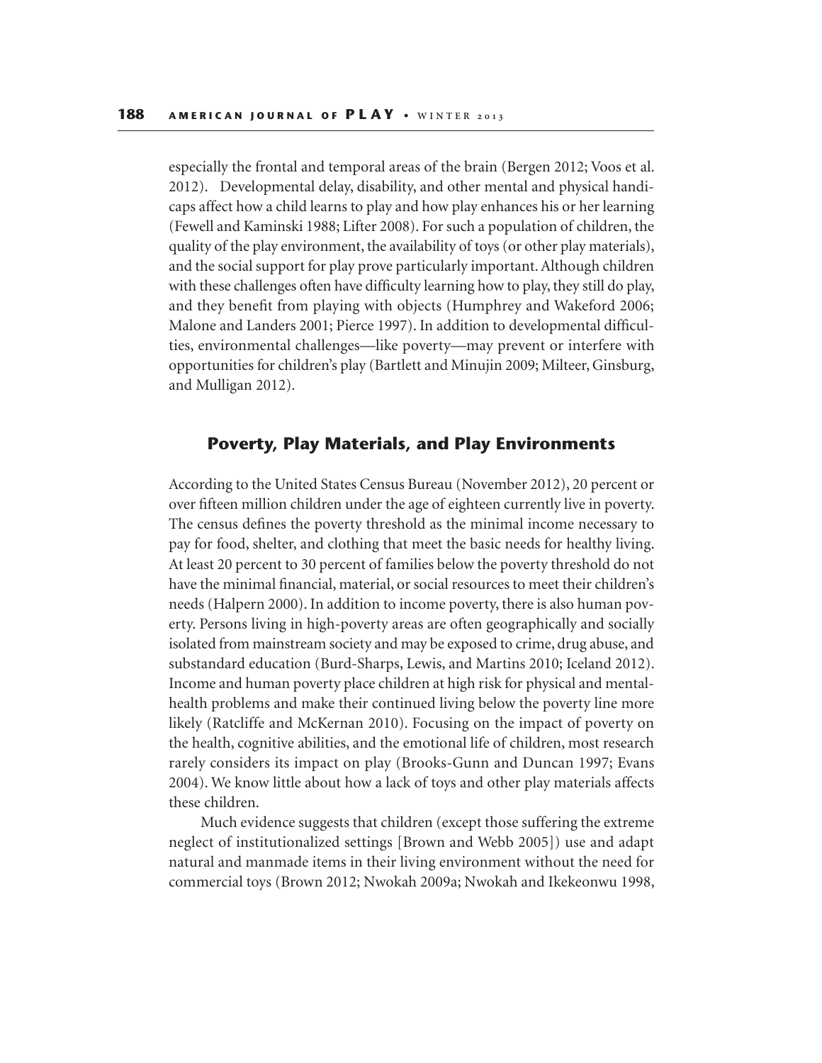especially the frontal and temporal areas of the brain (Bergen 2012; Voos et al. 2012). Developmental delay, disability, and other mental and physical handicaps affect how a child learns to play and how play enhances his or her learning (Fewell and Kaminski 1988; Lifter 2008). For such a population of children, the quality of the play environment, the availability of toys (or other play materials), and the social support for play prove particularly important. Although children with these challenges often have difficulty learning how to play, they still do play, and they benefit from playing with objects (Humphrey and Wakeford 2006; Malone and Landers 2001; Pierce 1997). In addition to developmental difficulties, environmental challenges—like poverty—may prevent or interfere with opportunities for children's play (Bartlett and Minujin 2009; Milteer, Ginsburg, and Mulligan 2012).

## Poverty, Play Materials, and Play Environments

According to the United States Census Bureau (November 2012), 20 percent or over fifteen million children under the age of eighteen currently live in poverty. The census defines the poverty threshold as the minimal income necessary to pay for food, shelter, and clothing that meet the basic needs for healthy living. At least 20 percent to 30 percent of families below the poverty threshold do not have the minimal financial, material, or social resources to meet their children's needs (Halpern 2000). In addition to income poverty, there is also human poverty. Persons living in high-poverty areas are often geographically and socially isolated from mainstream society and may be exposed to crime, drug abuse, and substandard education (Burd-Sharps, Lewis, and Martins 2010; Iceland 2012). Income and human poverty place children at high risk for physical and mental-health problems and make their continued living below the poverty line more likely (Ratcliffe and McKernan 2010). Focusing on the impact of poverty on the health, cognitive abilities, and the emotional life of children, most research rarely considers its impact on play (Brooks-Gunn and Duncan 1997; Evans 2004). We know little about how a lack of toys and other play materials affects these children.

Much evidence suggests that children (except those suffering the extreme neglect of institutionalized settings [Brown and Webb 2005]) use and adapt natural and manmade items in their living environment without the need for commercial toys (Brown 2012; Nwokah 2009a; Nwokah and Ikekeonwu 1998,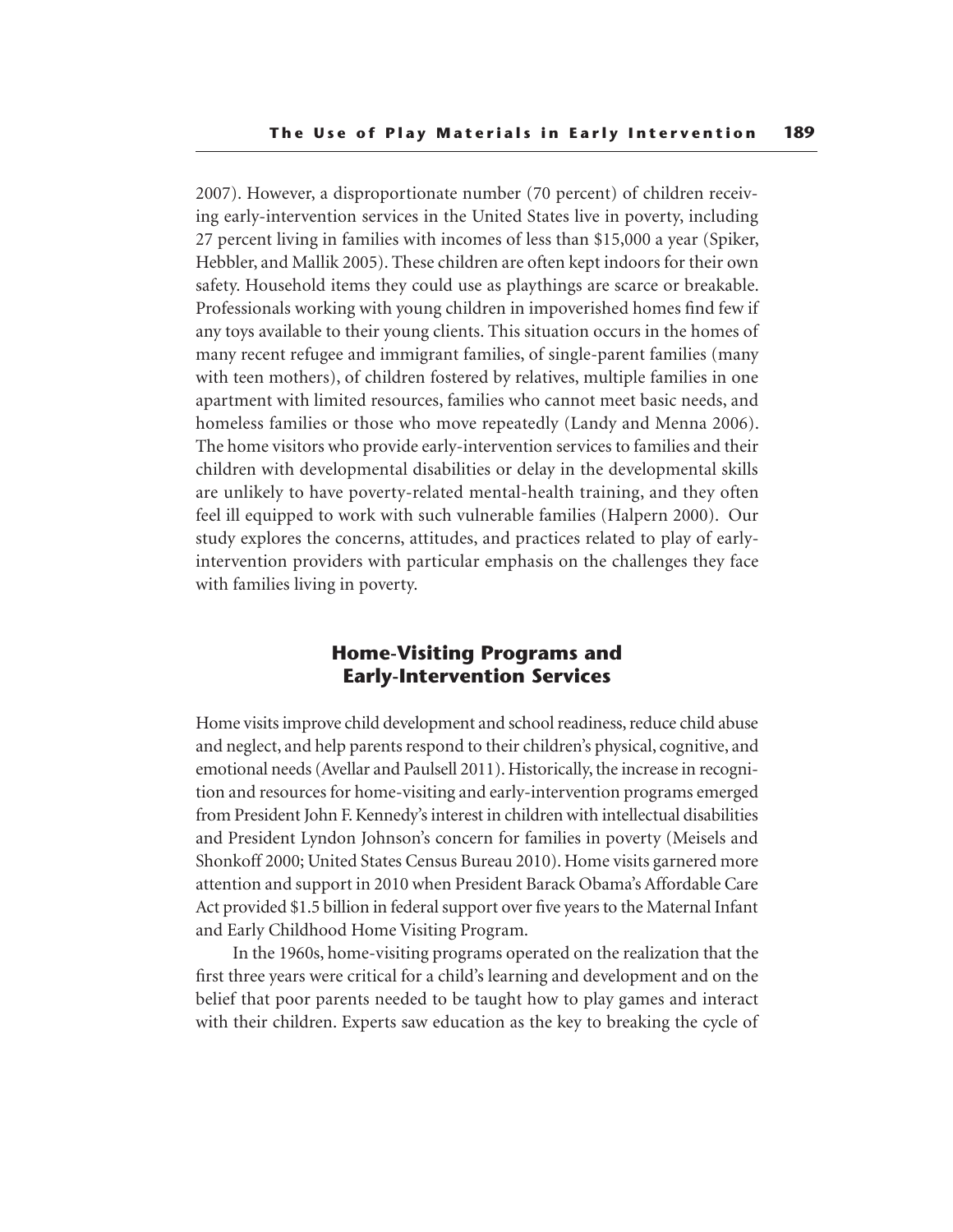2007). However, a disproportionate number (70 percent) of children receiving early-intervention services in the United States live in poverty, including 27 percent living in families with incomes of less than $15,000 a year (Spiker, Hebbler, and Mallik 2005). These children are often kept indoors for their own safety. Household items they could use as playthings are scarce or breakable. Professionals working with young children in impoverished homes find few if any toys available to their young clients. This situation occurs in the homes of many recent refugee and immigrant families, of single-parent families (many with teen mothers), of children fostered by relatives, multiple families in one apartment with limited resources, families who cannot meet basic needs, and homeless families or those who move repeatedly (Landy and Menna 2006). The home visitors who provide early-intervention services to families and their children with developmental disabilities or delay in the developmental skills are unlikely to have poverty-related mental-health training, and they often feel ill equipped to work with such vulnerable families (Halpern 2000). Our study explores the concerns, attitudes, and practices related to play of early-intervention providers with particular emphasis on the challenges they face with families living in poverty.

## Home-Visiting Programs and Early-Intervention Services

Home visits improve child development and school readiness, reduce child abuse and neglect, and help parents respond to their children's physical, cognitive, and emotional needs (Avellar and Paulsell 2011). Historically, the increase in recognition and resources for home-visiting and early-intervention programs emerged from President John F. Kennedy's interest in children with intellectual disabilities and President Lyndon Johnson's concern for families in poverty (Meisels and Shonkoff 2000; United States Census Bureau 2010). Home visits garnered more attention and support in 2010 when President Barack Obama's Affordable Care Act provided $1.5 billion in federal support over five years to the Maternal Infant and Early Childhood Home Visiting Program.

In the 1960s, home-visiting programs operated on the realization that the first three years were critical for a child's learning and development and on the belief that poor parents needed to be taught how to play games and interact with their children. Experts saw education as the key to breaking the cycle of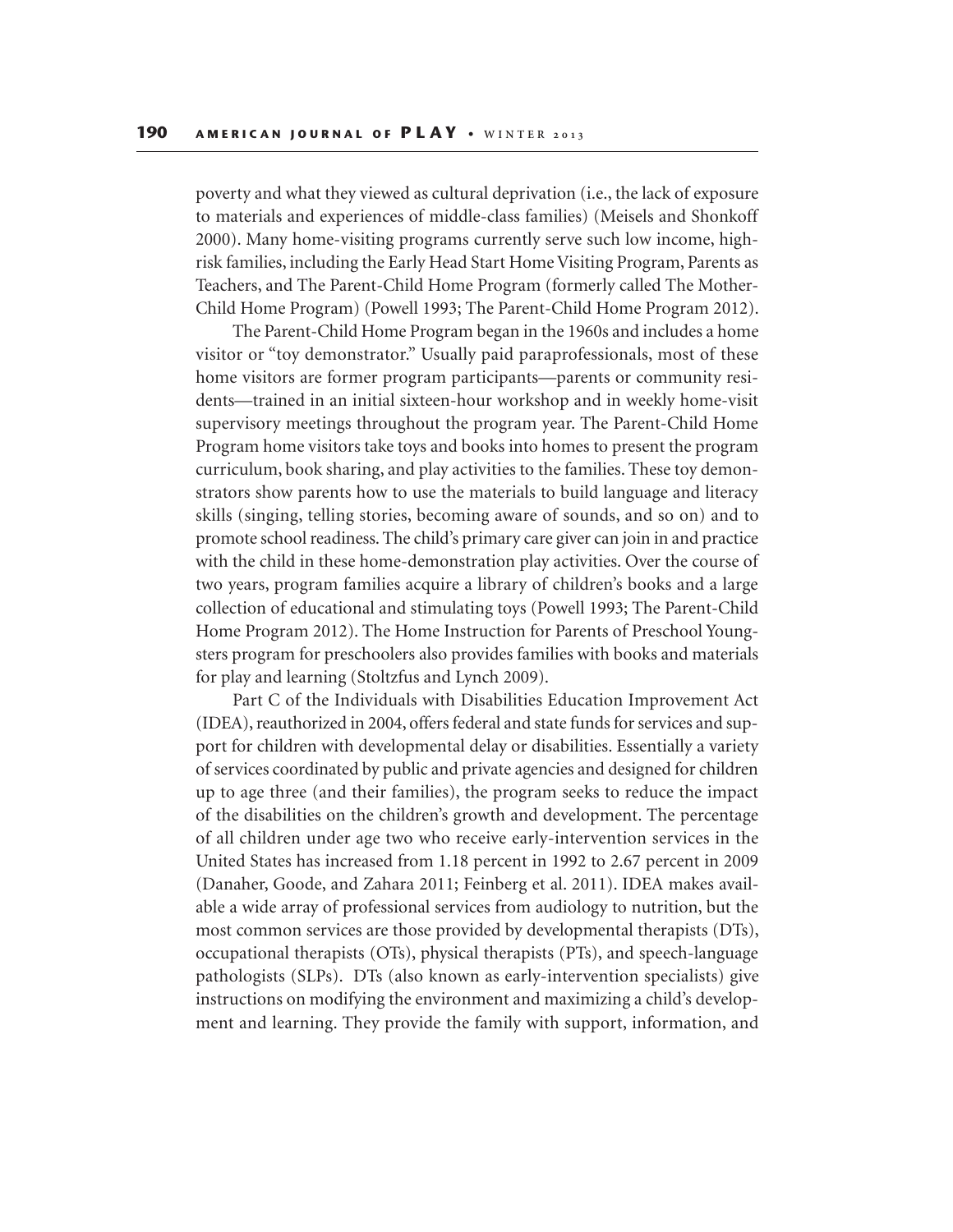poverty and what they viewed as cultural deprivation (i.e., the lack of exposure to materials and experiences of middle-class families) (Meisels and Shonkoff 2000). Many home-visiting programs currently serve such low income, high-risk families, including the Early Head Start Home Visiting Program, Parents as Teachers, and The Parent-Child Home Program (formerly called The Mother-Child Home Program) (Powell 1993; The Parent-Child Home Program 2012).

The Parent-Child Home Program began in the 1960s and includes a home visitor or "toy demonstrator." Usually paid paraprofessionals, most of these home visitors are former program participants—parents or community residents—trained in an initial sixteen-hour workshop and in weekly home-visit supervisory meetings throughout the program year. The Parent-Child Home Program home visitors take toys and books into homes to present the program curriculum, book sharing, and play activities to the families. These toy demonstrators show parents how to use the materials to build language and literacy skills (singing, telling stories, becoming aware of sounds, and so on) and to promote school readiness. The child's primary care giver can join in and practice with the child in these home-demonstration play activities. Over the course of two years, program families acquire a library of children's books and a large collection of educational and stimulating toys (Powell 1993; The Parent-Child Home Program 2012). The Home Instruction for Parents of Preschool Youngsters program for preschoolers also provides families with books and materials for play and learning (Stoltzfus and Lynch 2009).

Part C of the Individuals with Disabilities Education Improvement Act (IDEA), reauthorized in 2004, offers federal and state funds for services and support for children with developmental delay or disabilities. Essentially a variety of services coordinated by public and private agencies and designed for children up to age three (and their families), the program seeks to reduce the impact of the disabilities on the children's growth and development. The percentage of all children under age two who receive early-intervention services in the United States has increased from 1.18 percent in 1992 to 2.67 percent in 2009 (Danaher, Goode, and Zahara 2011; Feinberg et al. 2011). IDEA makes available a wide array of professional services from audiology to nutrition, but the most common services are those provided by developmental therapists (DTs), occupational therapists (OTs), physical therapists (PTs), and speech-language pathologists (SLPs). DTs (also known as early-intervention specialists) give instructions on modifying the environment and maximizing a child's development and learning. They provide the family with support, information, and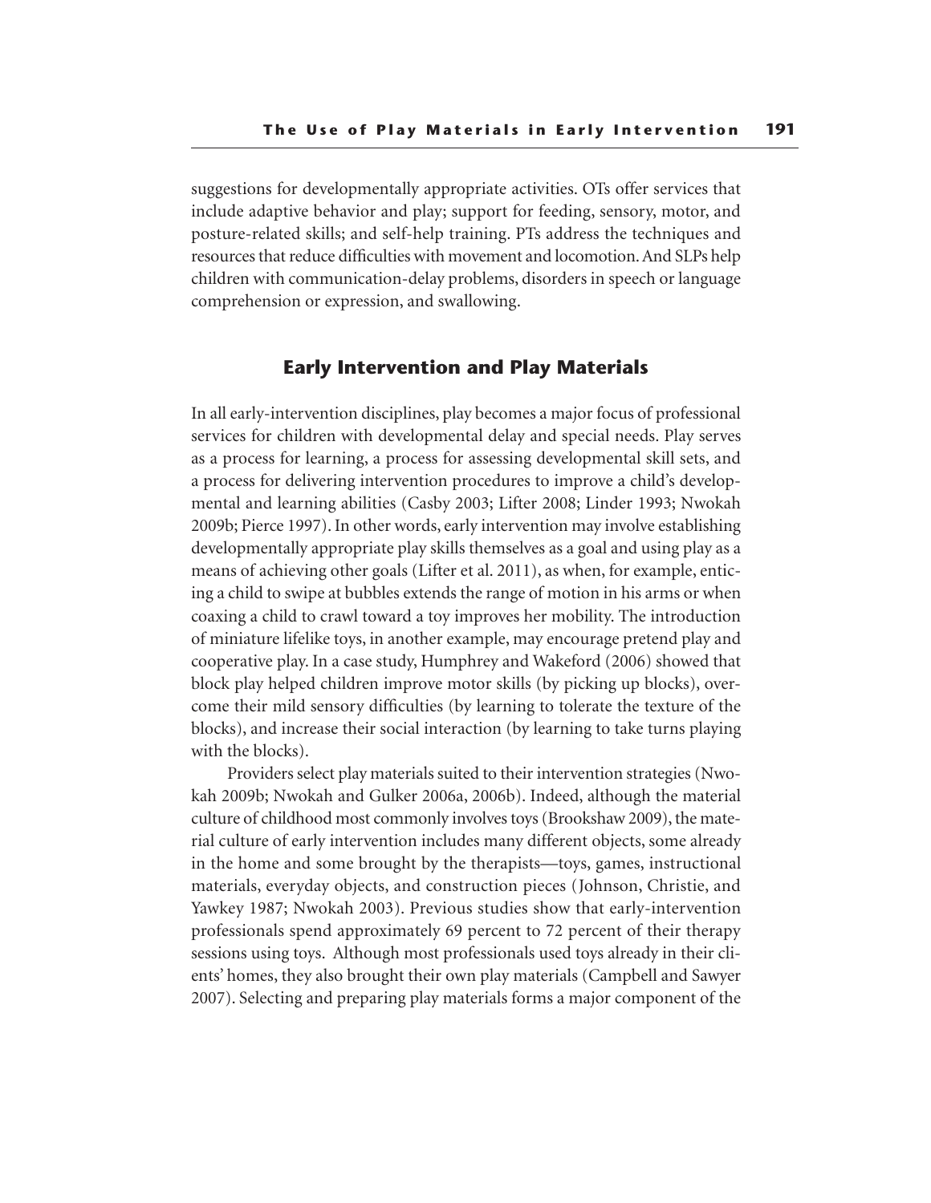suggestions for developmentally appropriate activities. OTs offer services that include adaptive behavior and play; support for feeding, sensory, motor, and posture-related skills; and self-help training. PTs address the techniques and resources that reduce difficulties with movement and locomotion. And SLPs help children with communication-delay problems, disorders in speech or language comprehension or expression, and swallowing.

## Early Intervention and Play Materials

In all early-intervention disciplines, play becomes a major focus of professional services for children with developmental delay and special needs. Play serves as a process for learning, a process for assessing developmental skill sets, and a process for delivering intervention procedures to improve a child's developmental and learning abilities (Casby 2003; Lifter 2008; Linder 1993; Nwokah 2009b; Pierce 1997). In other words, early intervention may involve establishing developmentally appropriate play skills themselves as a goal and using play as a means of achieving other goals (Lifter et al. 2011), as when, for example, enticing a child to swipe at bubbles extends the range of motion in his arms or when coaxing a child to crawl toward a toy improves her mobility. The introduction of miniature lifelike toys, in another example, may encourage pretend play and cooperative play. In a case study, Humphrey and Wakeford (2006) showed that block play helped children improve motor skills (by picking up blocks), overcome their mild sensory difficulties (by learning to tolerate the texture of the blocks), and increase their social interaction (by learning to take turns playing with the blocks).

Providers select play materials suited to their intervention strategies (Nwokah 2009b; Nwokah and Gulker 2006a, 2006b). Indeed, although the material culture of childhood most commonly involves toys (Brookshaw 2009), the material culture of early intervention includes many different objects, some already in the home and some brought by the therapists—toys, games, instructional materials, everyday objects, and construction pieces (Johnson, Christie, and Yawkey 1987; Nwokah 2003). Previous studies show that early-intervention professionals spend approximately 69 percent to 72 percent of their therapy sessions using toys. Although most professionals used toys already in their clients' homes, they also brought their own play materials (Campbell and Sawyer 2007). Selecting and preparing play materials forms a major component of the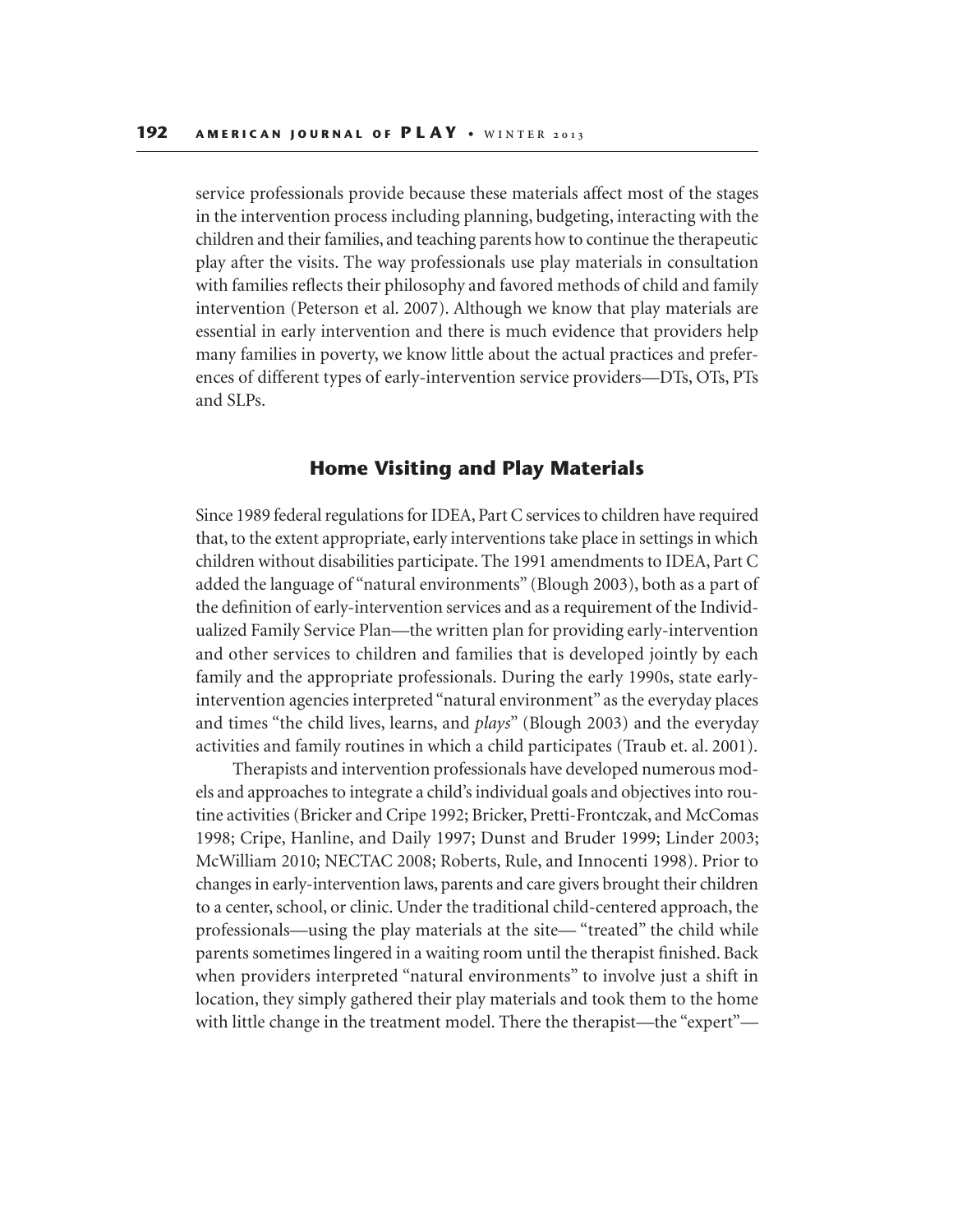service professionals provide because these materials affect most of the stages in the intervention process including planning, budgeting, interacting with the children and their families, and teaching parents how to continue the therapeutic play after the visits. The way professionals use play materials in consultation with families reflects their philosophy and favored methods of child and family intervention (Peterson et al. 2007). Although we know that play materials are essential in early intervention and there is much evidence that providers help many families in poverty, we know little about the actual practices and preferences of different types of early-intervention service providers—DTs, OTs, PTs and SLPs.

## Home Visiting and Play Materials

Since 1989 federal regulations for IDEA, Part C services to children have required that, to the extent appropriate, early interventions take place in settings in which children without disabilities participate. The 1991 amendments to IDEA, Part C added the language of "natural environments" (Blough 2003), both as a part of the definition of early-intervention services and as a requirement of the Individualized Family Service Plan—the written plan for providing early-intervention and other services to children and families that is developed jointly by each family and the appropriate professionals. During the early 1990s, state early-intervention agencies interpreted "natural environment" as the everyday places and times "the child lives, learns, and *plays*" (Blough 2003) and the everyday activities and family routines in which a child participates (Traub et. al. 2001).

Therapists and intervention professionals have developed numerous models and approaches to integrate a child's individual goals and objectives into routine activities (Bricker and Cripe 1992; Bricker, Pretti-Frontczak, and McComas 1998; Cripe, Hanline, and Daily 1997; Dunst and Bruder 1999; Linder 2003; McWilliam 2010; NECTAC 2008; Roberts, Rule, and Innocenti 1998). Prior to changes in early-intervention laws, parents and care givers brought their children to a center, school, or clinic. Under the traditional child-centered approach, the professionals—using the play materials at the site— "treated" the child while parents sometimes lingered in a waiting room until the therapist finished. Back when providers interpreted "natural environments" to involve just a shift in location, they simply gathered their play materials and took them to the home with little change in the treatment model. There the therapist—the "expert"—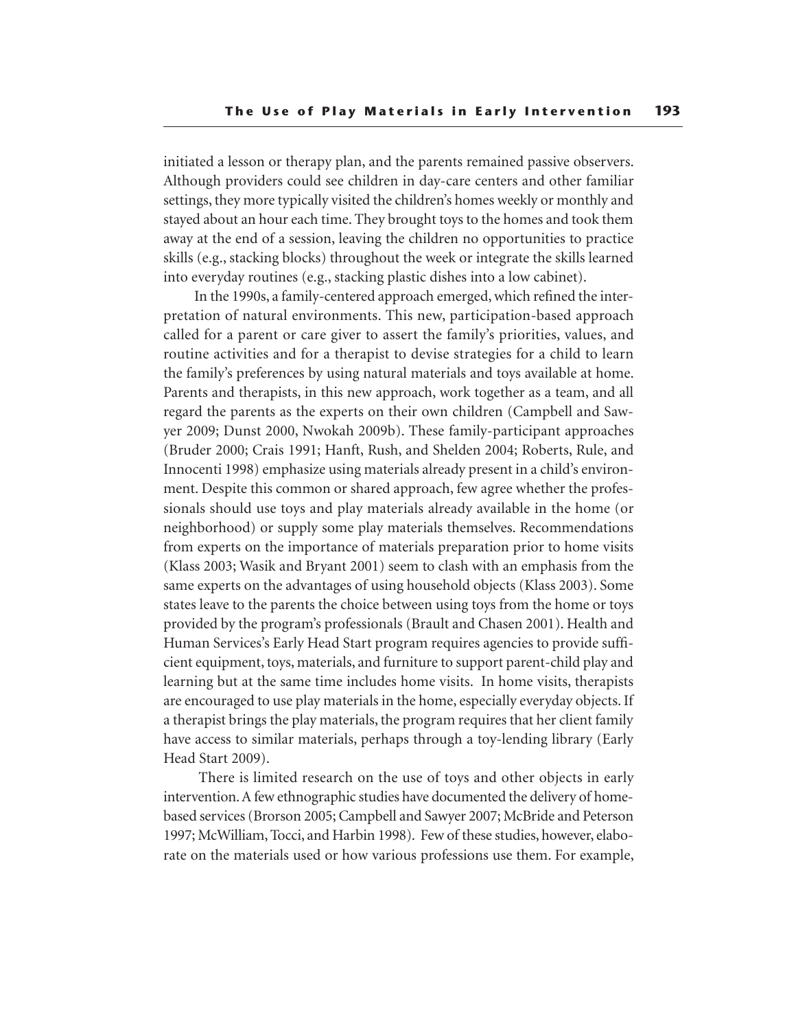initiated a lesson or therapy plan, and the parents remained passive observers. Although providers could see children in day-care centers and other familiar settings, they more typically visited the children's homes weekly or monthly and stayed about an hour each time. They brought toys to the homes and took them away at the end of a session, leaving the children no opportunities to practice skills (e.g., stacking blocks) throughout the week or integrate the skills learned into everyday routines (e.g., stacking plastic dishes into a low cabinet).

In the 1990s, a family-centered approach emerged, which refined the interpretation of natural environments. This new, participation-based approach called for a parent or care giver to assert the family's priorities, values, and routine activities and for a therapist to devise strategies for a child to learn the family's preferences by using natural materials and toys available at home. Parents and therapists, in this new approach, work together as a team, and all regard the parents as the experts on their own children (Campbell and Sawyer 2009; Dunst 2000, Nwokah 2009b). These family-participant approaches (Bruder 2000; Crais 1991; Hanft, Rush, and Shelden 2004; Roberts, Rule, and Innocenti 1998) emphasize using materials already present in a child's environment. Despite this common or shared approach, few agree whether the professionals should use toys and play materials already available in the home (or neighborhood) or supply some play materials themselves. Recommendations from experts on the importance of materials preparation prior to home visits (Klass 2003; Wasik and Bryant 2001) seem to clash with an emphasis from the same experts on the advantages of using household objects (Klass 2003). Some states leave to the parents the choice between using toys from the home or toys provided by the program's professionals (Brault and Chasen 2001). Health and Human Services's Early Head Start program requires agencies to provide sufficient equipment, toys, materials, and furniture to support parent-child play and learning but at the same time includes home visits. In home visits, therapists are encouraged to use play materials in the home, especially everyday objects. If a therapist brings the play materials, the program requires that her client family have access to similar materials, perhaps through a toy-lending library (Early Head Start 2009).

There is limited research on the use of toys and other objects in early intervention. A few ethnographic studies have documented the delivery of home-based services (Brorson 2005; Campbell and Sawyer 2007; McBride and Peterson 1997; McWilliam, Tocci, and Harbin 1998). Few of these studies, however, elaborate on the materials used or how various professions use them. For example,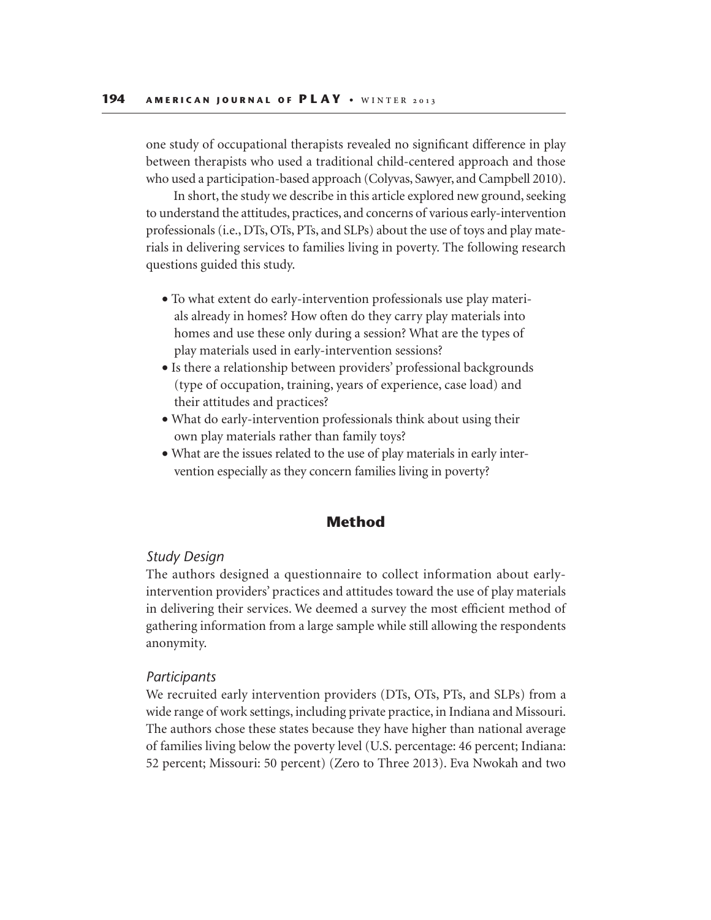one study of occupational therapists revealed no significant difference in play between therapists who used a traditional child-centered approach and those who used a participation-based approach (Colyvas, Sawyer, and Campbell 2010).

In short, the study we describe in this article explored new ground, seeking to understand the attitudes, practices, and concerns of various early-intervention professionals (i.e., DTs, OTs, PTs, and SLPs) about the use of toys and play materials in delivering services to families living in poverty. The following research questions guided this study.

- To what extent do early-intervention professionals use play materials already in homes? How often do they carry play materials into homes and use these only during a session? What are the types of play materials used in early-intervention sessions?
- Is there a relationship between providers' professional backgrounds (type of occupation, training, years of experience, case load) and their attitudes and practices?
- What do early-intervention professionals think about using their own play materials rather than family toys?
- What are the issues related to the use of play materials in early intervention especially as they concern families living in poverty?

## Method

### *Study Design*

The authors designed a questionnaire to collect information about early-intervention providers' practices and attitudes toward the use of play materials in delivering their services. We deemed a survey the most efficient method of gathering information from a large sample while still allowing the respondents anonymity.

### *Participants*

We recruited early intervention providers (DTs, OTs, PTs, and SLPs) from a wide range of work settings, including private practice, in Indiana and Missouri. The authors chose these states because they have higher than national average of families living below the poverty level (U.S. percentage: 46 percent; Indiana: 52 percent; Missouri: 50 percent) (Zero to Three 2013). Eva Nwokah and two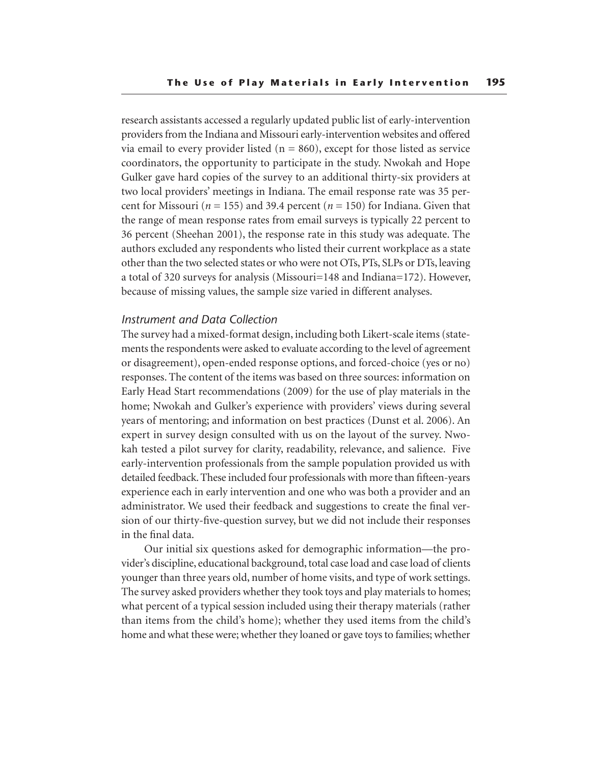research assistants accessed a regularly updated public list of early-intervention providers from the Indiana and Missouri early-intervention websites and offered via email to every provider listed (n = 860), except for those listed as service coordinators, the opportunity to participate in the study. Nwokah and Hope Gulker gave hard copies of the survey to an additional thirty-six providers at two local providers' meetings in Indiana. The email response rate was 35 percent for Missouri ($n = 155$) and 39.4 percent ($n = 150$) for Indiana. Given that the range of mean response rates from email surveys is typically 22 percent to 36 percent (Sheehan 2001), the response rate in this study was adequate. The authors excluded any respondents who listed their current workplace as a state other than the two selected states or who were not OTs, PTs, SLPs or DTs, leaving a total of 320 surveys for analysis (Missouri=148 and Indiana=172). However, because of missing values, the sample size varied in different analyses.

### *Instrument and Data Collection*

The survey had a mixed-format design, including both Likert-scale items (statements the respondents were asked to evaluate according to the level of agreement or disagreement), open-ended response options, and forced-choice (yes or no) responses. The content of the items was based on three sources: information on Early Head Start recommendations (2009) for the use of play materials in the home; Nwokah and Gulker's experience with providers' views during several years of mentoring; and information on best practices (Dunst et al. 2006). An expert in survey design consulted with us on the layout of the survey. Nwokah tested a pilot survey for clarity, readability, relevance, and salience. Five early-intervention professionals from the sample population provided us with detailed feedback. These included four professionals with more than fifteen-years experience each in early intervention and one who was both a provider and an administrator. We used their feedback and suggestions to create the final version of our thirty-five-question survey, but we did not include their responses in the final data.

Our initial six questions asked for demographic information—the provider's discipline, educational background, total case load and case load of clients younger than three years old, number of home visits, and type of work settings. The survey asked providers whether they took toys and play materials to homes; what percent of a typical session included using their therapy materials (rather than items from the child's home); whether they used items from the child's home and what these were; whether they loaned or gave toys to families; whether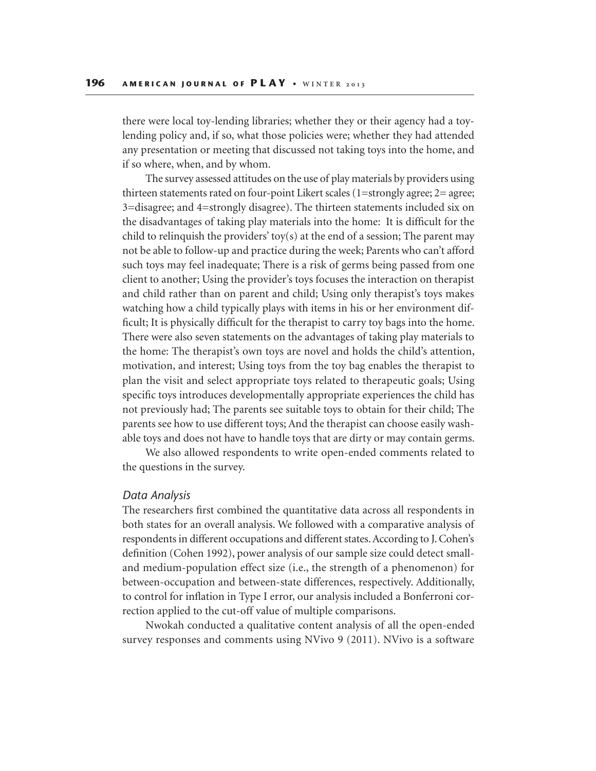there were local toy-lending libraries; whether they or their agency had a toy-lending policy and, if so, what those policies were; whether they had attended any presentation or meeting that discussed not taking toys into the home, and if so where, when, and by whom.

The survey assessed attitudes on the use of play materials by providers using thirteen statements rated on four-point Likert scales (1=strongly agree; 2= agree; 3=disagree; and 4=strongly disagree). The thirteen statements included six on the disadvantages of taking play materials into the home: It is difficult for the child to relinquish the providers' toy(s) at the end of a session; The parent may not be able to follow-up and practice during the week; Parents who can't afford such toys may feel inadequate; There is a risk of germs being passed from one client to another; Using the provider's toys focuses the interaction on therapist and child rather than on parent and child; Using only therapist's toys makes watching how a child typically plays with items in his or her environment difficult; It is physically difficult for the therapist to carry toy bags into the home. There were also seven statements on the advantages of taking play materials to the home: The therapist's own toys are novel and holds the child's attention, motivation, and interest; Using toys from the toy bag enables the therapist to plan the visit and select appropriate toys related to therapeutic goals; Using specific toys introduces developmentally appropriate experiences the child has not previously had; The parents see suitable toys to obtain for their child; The parents see how to use different toys; And the therapist can choose easily washable toys and does not have to handle toys that are dirty or may contain germs.

We also allowed respondents to write open-ended comments related to the questions in the survey.

### *Data Analysis*

The researchers first combined the quantitative data across all respondents in both states for an overall analysis. We followed with a comparative analysis of respondents in different occupations and different states. According to J. Cohen's definition (Cohen 1992), power analysis of our sample size could detect small- and medium-population effect size (i.e., the strength of a phenomenon) for between-occupation and between-state differences, respectively. Additionally, to control for inflation in Type I error, our analysis included a Bonferroni correction applied to the cut-off value of multiple comparisons.

Nwokah conducted a qualitative content analysis of all the open-ended survey responses and comments using NVivo 9 (2011). NVivo is a software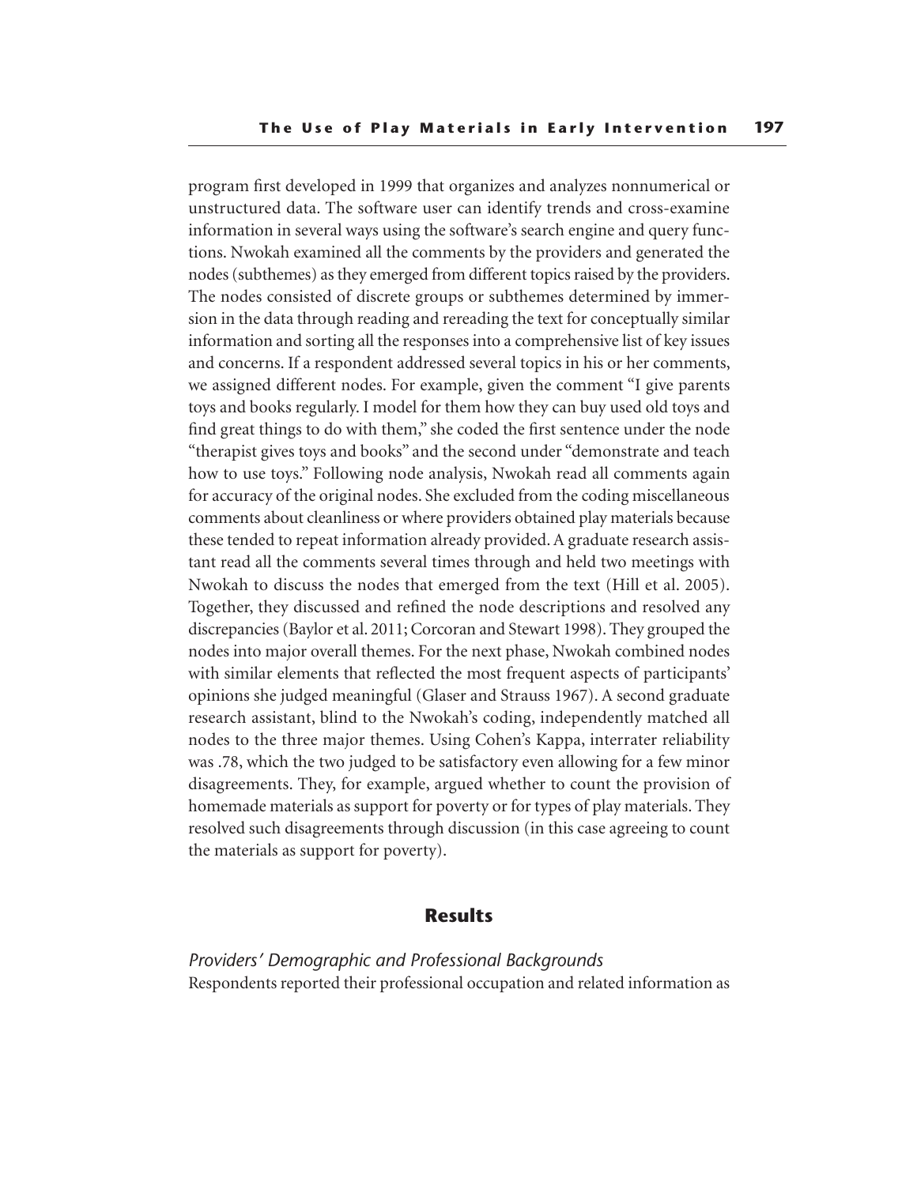program first developed in 1999 that organizes and analyzes nonnumerical or unstructured data. The software user can identify trends and cross-examine information in several ways using the software's search engine and query functions. Nwokah examined all the comments by the providers and generated the nodes (subthemes) as they emerged from different topics raised by the providers. The nodes consisted of discrete groups or subthemes determined by immersion in the data through reading and rereading the text for conceptually similar information and sorting all the responses into a comprehensive list of key issues and concerns. If a respondent addressed several topics in his or her comments, we assigned different nodes. For example, given the comment "I give parents toys and books regularly. I model for them how they can buy used old toys and find great things to do with them," she coded the first sentence under the node "therapist gives toys and books" and the second under "demonstrate and teach how to use toys." Following node analysis, Nwokah read all comments again for accuracy of the original nodes. She excluded from the coding miscellaneous comments about cleanliness or where providers obtained play materials because these tended to repeat information already provided. A graduate research assistant read all the comments several times through and held two meetings with Nwokah to discuss the nodes that emerged from the text (Hill et al. 2005). Together, they discussed and refined the node descriptions and resolved any discrepancies (Baylor et al. 2011; Corcoran and Stewart 1998). They grouped the nodes into major overall themes. For the next phase, Nwokah combined nodes with similar elements that reflected the most frequent aspects of participants' opinions she judged meaningful (Glaser and Strauss 1967). A second graduate research assistant, blind to the Nwokah's coding, independently matched all nodes to the three major themes. Using Cohen's Kappa, interrater reliability was .78, which the two judged to be satisfactory even allowing for a few minor disagreements. They, for example, argued whether to count the provision of homemade materials as support for poverty or for types of play materials. They resolved such disagreements through discussion (in this case agreeing to count the materials as support for poverty).

## Results

### *Providers' Demographic and Professional Backgrounds*

Respondents reported their professional occupation and related information as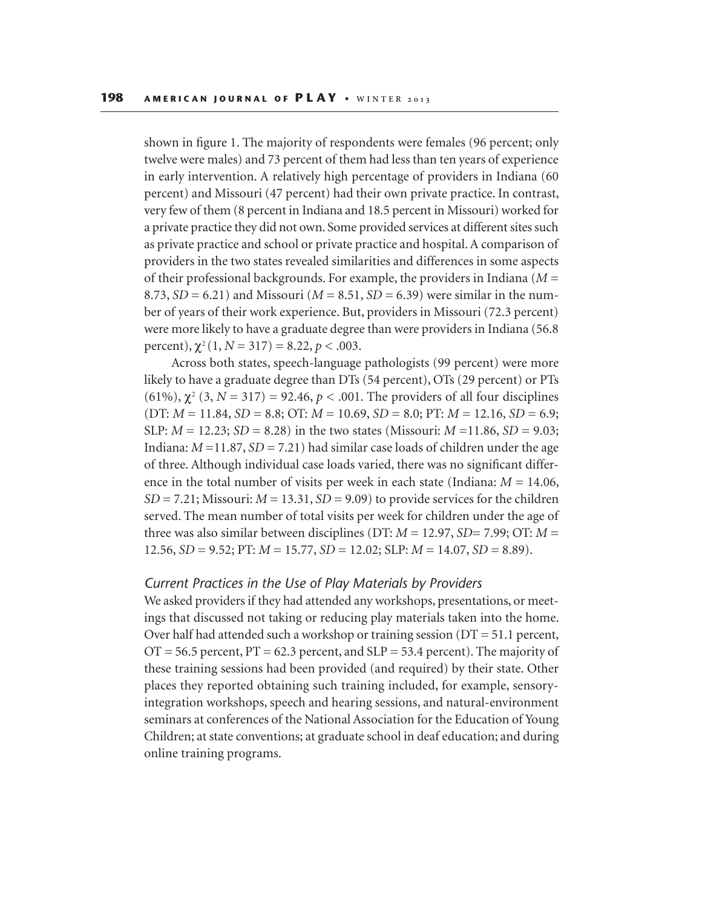shown in figure 1. The majority of respondents were females (96 percent; only twelve were males) and 73 percent of them had less than ten years of experience in early intervention. A relatively high percentage of providers in Indiana (60 percent) and Missouri (47 percent) had their own private practice. In contrast, very few of them (8 percent in Indiana and 18.5 percent in Missouri) worked for a private practice they did not own. Some provided services at different sites such as private practice and school or private practice and hospital. A comparison of providers in the two states revealed similarities and differences in some aspects of their professional backgrounds. For example, the providers in Indiana ($M$ = 8.73, $SD$ = 6.21) and Missouri ($M$ = 8.51, $SD$ = 6.39) were similar in the number of years of their work experience. But, providers in Missouri (72.3 percent) were more likely to have a graduate degree than were providers in Indiana (56.8 percent), $\chi^2(1, N = 317) = 8.22$, $p < .003$.

Across both states, speech-language pathologists (99 percent) were more likely to have a graduate degree than DTs (54 percent), OTs (29 percent) or PTs (61%), $\chi^2$ $(3, N = 317) = 92.46$, $p < .001$. The providers of all four disciplines (DT: $M$ = 11.84, $SD$ = 8.8; OT: $M$ = 10.69, $SD$ = 8.0; PT: $M$ = 12.16, $SD$ = 6.9; SLP: $M$ = 12.23; $SD$ = 8.28) in the two states (Missouri: $M$ =11.86, $SD$ = 9.03; Indiana: $M$ =11.87, $SD$ = 7.21) had similar case loads of children under the age of three. Although individual case loads varied, there was no significant difference in the total number of visits per week in each state (Indiana: $M$ = 14.06, $SD$ = 7.21; Missouri: $M$ = 13.31, $SD$ = 9.09) to provide services for the children served. The mean number of total visits per week for children under the age of three was also similar between disciplines (DT: $M$ = 12.97, $SD$= 7.99; OT: $M$ = 12.56, $SD$ = 9.52; PT: $M$ = 15.77, $SD$ = 12.02; SLP: $M$ = 14.07, $SD$ = 8.89).

### *Current Practices in the Use of Play Materials by Providers*

We asked providers if they had attended any workshops, presentations, or meetings that discussed not taking or reducing play materials taken into the home. Over half had attended such a workshop or training session (DT = 51.1 percent, OT = 56.5 percent, PT = 62.3 percent, and SLP = 53.4 percent). The majority of these training sessions had been provided (and required) by their state. Other places they reported obtaining such training included, for example, sensory-integration workshops, speech and hearing sessions, and natural-environment seminars at conferences of the National Association for the Education of Young Children; at state conventions; at graduate school in deaf education; and during online training programs.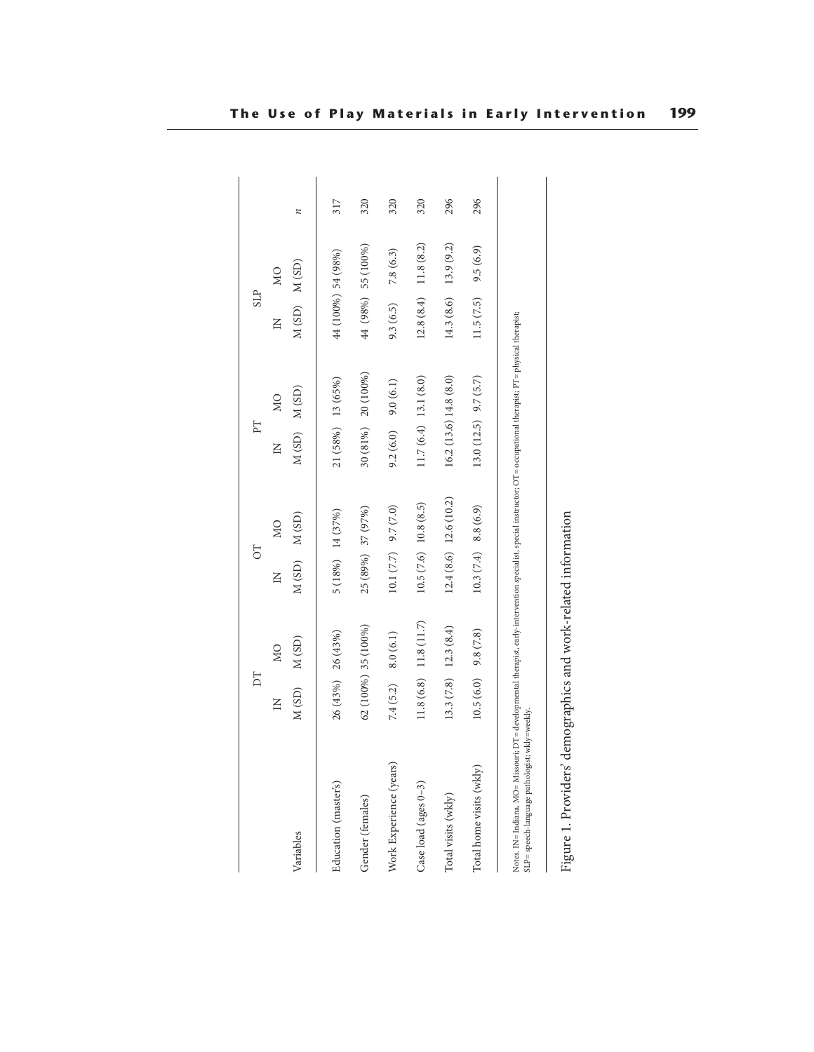| Variables | DT | | OT | | PT | | SLP | | $n$ |
|---|---|---|---|---|---|---|---|---|---|
| | IN | MO | IN | MO | IN | MO | IN | MO | |
| | M (SD) | M (SD) | M (SD) | M (SD) | M (SD) | M (SD) | M (SD) | M (SD) | |
| Education (masters) | 26 (43%) | 26 (43%) | 5 (18%) | 14 (37%) | 21 (58%) | 13 (65%) | 44 (100%) | 54 (98%) | 317 |
| Gender (females) | 62 (100%) | 35 (100%) | 25 (89%) | 37 (97%) | 30 (81%) | 20 (100%) | 44 (98%) | 55 (100%) | 320 |
| Work Experience (years) | 7.4 (5.2) | 8.0 (6.1) | 10.1 (7.7) | 9.7 (7.0) | 9.2 (6.0) | 9.0 (6.1) | 9.3 (6.5) | 7.8 (6.3) | 320 |
| Case load (ages 0–3) | 11.8 (6.8) | 11.8 (11.7) | 10.5 (7.6) | 10.8 (8.5) | 11.7 (6.4) | 13.1 (8.0) | 12.8 (8.4) | 11.8 (8.2) | 320 |
| Total visits (wkly) | 13.3 (7.8) | 12.3 (8.4) | 12.4 (8.6) | 12.6 (10.2) | 16.2 (13.6) | 14.8 (8.0) | 14.3 (8.6) | 13.9 (9.2) | 296 |
| Total home visits (wkly) | 10.5 (6.0) | 9.8 (7.8) | 10.3 (7.4) | 8.8 (6.9) | 13.0 (12.5) | 9.7 (5.7) | 11.5 (7.5) | 9.5 (6.9) | 296 |

Notes. IN= Indiana, MO= Missouri; DT= developmental therapist, early-intervention specialist, special instructor; OT= occupational therapist; PT= physical therapist; SLP= speech-language pathologist; wkly=weekly.

Figure 1. Providers' demographics and work-related information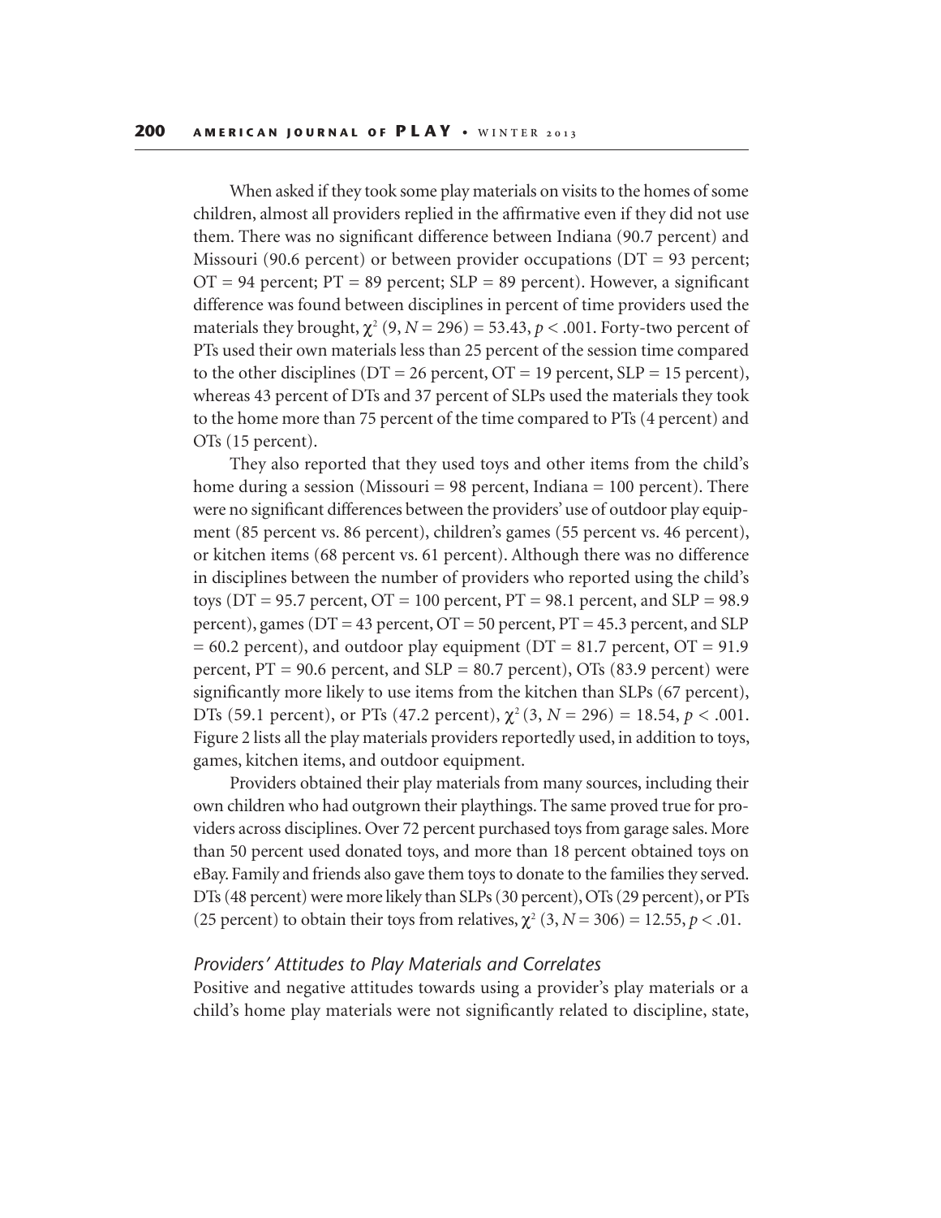When asked if they took some play materials on visits to the homes of some children, almost all providers replied in the affirmative even if they did not use them. There was no significant difference between Indiana (90.7 percent) and Missouri (90.6 percent) or between provider occupations (DT = 93 percent; OT = 94 percent; PT = 89 percent; SLP = 89 percent). However, a significant difference was found between disciplines in percent of time providers used the materials they brought, $\chi^2$ (9, $N$ = 296) = 53.43, $p < .001$. Forty-two percent of PTs used their own materials less than 25 percent of the session time compared to the other disciplines (DT = 26 percent, OT = 19 percent, SLP = 15 percent), whereas 43 percent of DTs and 37 percent of SLPs used the materials they took to the home more than 75 percent of the time compared to PTs (4 percent) and OTs (15 percent).

They also reported that they used toys and other items from the child's home during a session (Missouri = 98 percent, Indiana = 100 percent). There were no significant differences between the providers' use of outdoor play equipment (85 percent vs. 86 percent), children's games (55 percent vs. 46 percent), or kitchen items (68 percent vs. 61 percent). Although there was no difference in disciplines between the number of providers who reported using the child's toys (DT = 95.7 percent, OT = 100 percent, PT = 98.1 percent, and SLP = 98.9 percent), games (DT = 43 percent, OT = 50 percent, PT = 45.3 percent, and SLP = 60.2 percent), and outdoor play equipment (DT = 81.7 percent, OT = 91.9 percent, PT = 90.6 percent, and SLP = 80.7 percent), OTs (83.9 percent) were significantly more likely to use items from the kitchen than SLPs (67 percent), DTs (59.1 percent), or PTs (47.2 percent), $\chi^2$ (3, $N$ = 296) = 18.54, $p < .001$. Figure 2 lists all the play materials providers reportedly used, in addition to toys, games, kitchen items, and outdoor equipment.

Providers obtained their play materials from many sources, including their own children who had outgrown their playthings. The same proved true for providers across disciplines. Over 72 percent purchased toys from garage sales. More than 50 percent used donated toys, and more than 18 percent obtained toys on eBay. Family and friends also gave them toys to donate to the families they served. DTs (48 percent) were more likely than SLPs (30 percent), OTs (29 percent), or PTs (25 percent) to obtain their toys from relatives, $\chi^2$ (3, $N$ = 306) = 12.55, $p < .01$.

### *Providers' Attitudes to Play Materials and Correlates*

Positive and negative attitudes towards using a provider's play materials or a child's home play materials were not significantly related to discipline, state,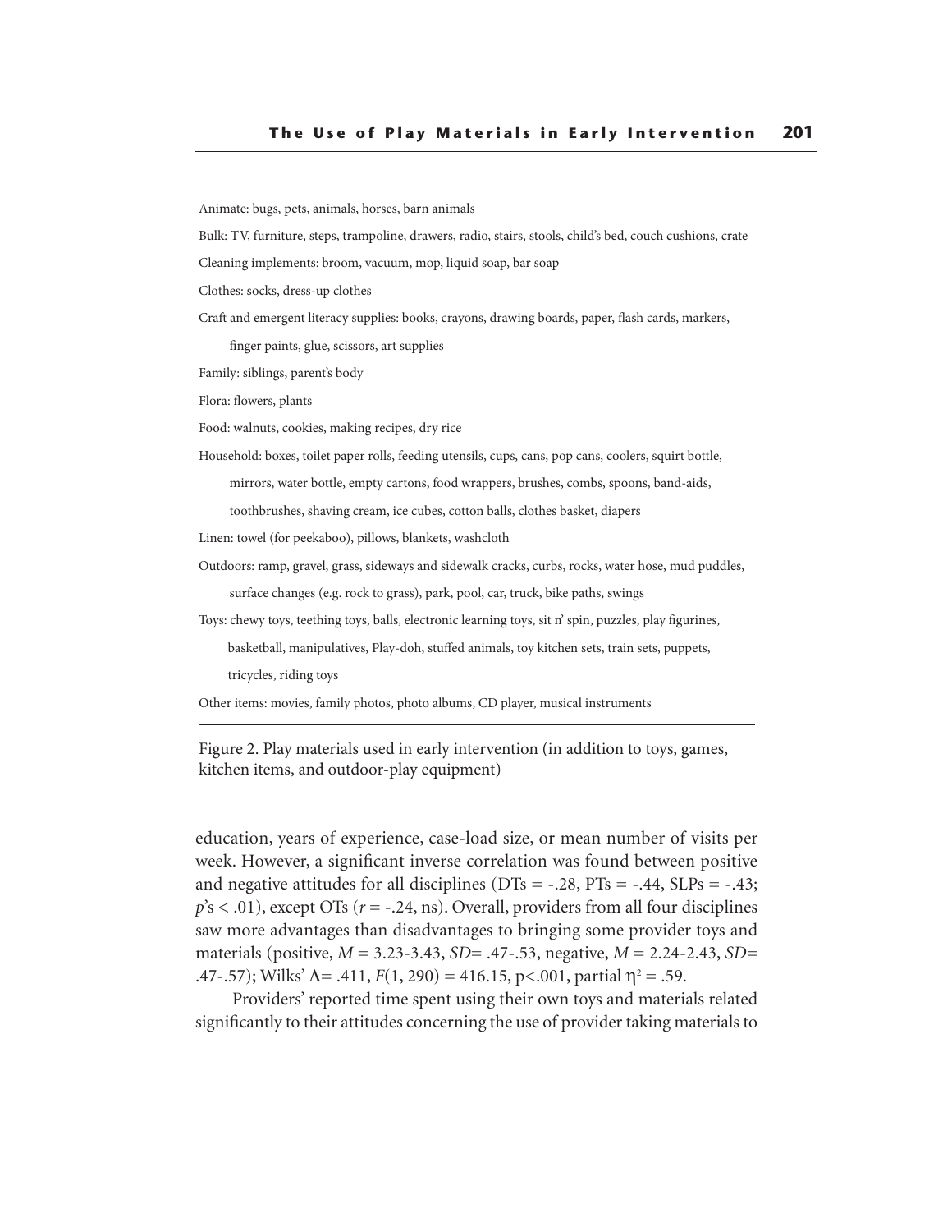Animate: bugs, pets, animals, horses, barn animals

Bulk: TV, furniture, steps, trampoline, drawers, radio, stairs, stools, child's bed, couch cushions, crate

Cleaning implements: broom, vacuum, mop, liquid soap, bar soap

Clothes: socks, dress-up clothes

Craft and emergent literacy supplies: books, crayons, drawing boards, paper, flash cards, markers, finger paints, glue, scissors, art supplies

Family: siblings, parent's body

Flora: flowers, plants

Food: walnuts, cookies, making recipes, dry rice

Household: boxes, toilet paper rolls, feeding utensils, cups, cans, pop cans, coolers, squirt bottle, mirrors, water bottle, empty cartons, food wrappers, brushes, combs, spoons, band-aids, toothbrushes, shaving cream, ice cubes, cotton balls, clothes basket, diapers

Linen: towel (for peekaboo), pillows, blankets, washcloth

Outdoors: ramp, gravel, grass, sideways and sidewalk cracks, curbs, rocks, water hose, mud puddles, surface changes (e.g. rock to grass), park, pool, car, truck, bike paths, swings

Toys: chewy toys, teething toys, balls, electronic learning toys, sit n' spin, puzzles, play figurines, basketball, manipulatives, Play-doh, stuffed animals, toy kitchen sets, train sets, puppets, tricycles, riding toys

Other items: movies, family photos, photo albums, CD player, musical instruments

Figure 2. Play materials used in early intervention (in addition to toys, games, kitchen items, and outdoor-play equipment)

education, years of experience, case-load size, or mean number of visits per week. However, a significant inverse correlation was found between positive and negative attitudes for all disciplines (DTs = -.28, PTs = -.44, SLPs = -.43; $p$'s < .01), except OTs ($r$ = -.24, ns). Overall, providers from all four disciplines saw more advantages than disadvantages to bringing some provider toys and materials (positive, $M$ = 3.23-3.43, $SD$= .47-.53, negative, $M$ = 2.24-2.43, $SD$= .47-.57); Wilks' $\Lambda$= .411, $F(1, 290)$ = 416.15, p<.001, partial $\eta^2$ = .59.

Providers' reported time spent using their own toys and materials related significantly to their attitudes concerning the use of provider taking materials to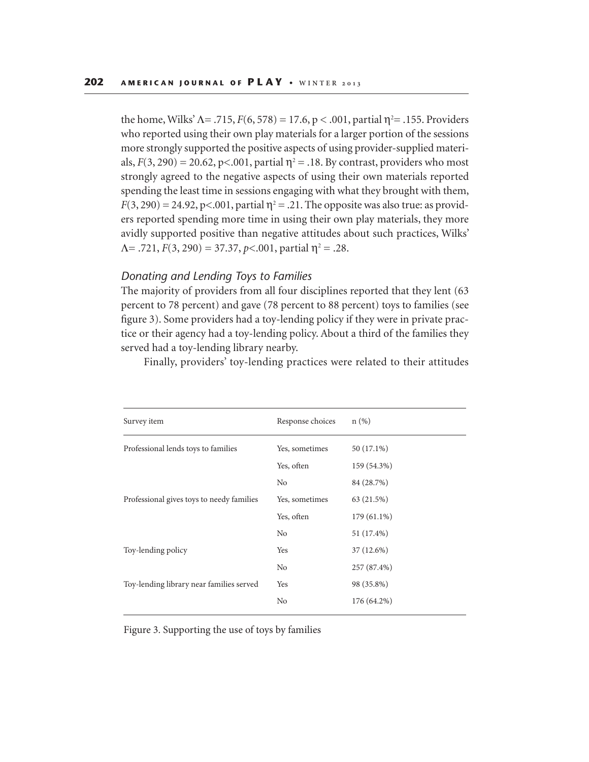the home, Wilks' $\Lambda = .715$, $F(6, 578) = 17.6$, $p < .001$, partial $\eta^2 = .155$. Providers who reported using their own play materials for a larger portion of the sessions more strongly supported the positive aspects of using provider-supplied materials, $F(3, 290) = 20.62$, $p<.001$, partial $\eta^2 = .18$. By contrast, providers who most strongly agreed to the negative aspects of using their own materials reported spending the least time in sessions engaging with what they brought with them, $F(3, 290) = 24.92$, $p<.001$, partial $\eta^2 = .21$. The opposite was also true: as providers reported spending more time in using their own play materials, they more avidly supported positive than negative attitudes about such practices, Wilks' $\Lambda = .721$, $F(3, 290) = 37.37$, $p<.001$, partial $\eta^2 = .28$.

### *Donating and Lending Toys to Families*

The majority of providers from all four disciplines reported that they lent (63 percent to 78 percent) and gave (78 percent to 88 percent) toys to families (see figure 3). Some providers had a toy-lending policy if they were in private practice or their agency had a toy-lending policy. About a third of the families they served had a toy-lending library nearby.

Finally, providers' toy-lending practices were related to their attitudes

| Survey item | Response choices | n (%) |
|---|---|---|
| Professional lends toys to families | Yes, sometimes | 50 (17.1%) |
| | Yes, often | 159 (54.3%) |
| | No | 84 (28.7%) |
| Professional gives toys to needy families | Yes, sometimes | 63 (21.5%) |
| | Yes, often | 179 (61.1%) |
| | No | 51 (17.4%) |
| Toy-lending policy | Yes | 37 (12.6%) |
| | No | 257 (87.4%) |
| Toy-lending library near families served | Yes | 98 (35.8%) |
| | No | 176 (64.2%) |

Figure 3. Supporting the use of toys by families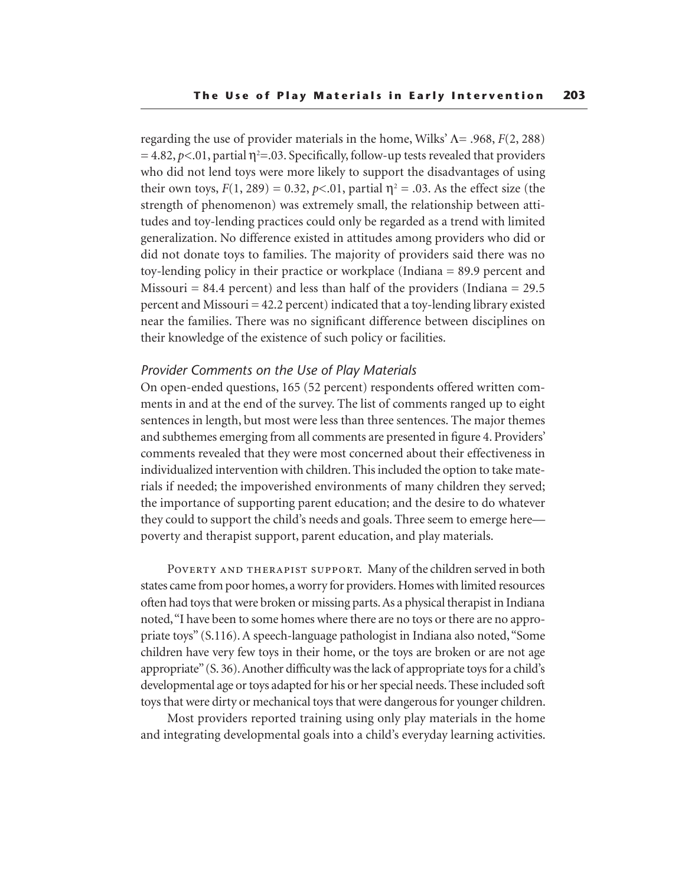regarding the use of provider materials in the home, Wilks' $\Lambda$= .968, $F(2, 288) = 4.82$, $p<.01$, partial $\eta^2$=.03. Specifically, follow-up tests revealed that providers who did not lend toys were more likely to support the disadvantages of using their own toys, $F(1, 289) = 0.32$, $p<.01$, partial $\eta^2 = .03$. As the effect size (the strength of phenomenon) was extremely small, the relationship between attitudes and toy-lending practices could only be regarded as a trend with limited generalization. No difference existed in attitudes among providers who did or did not donate toys to families. The majority of providers said there was no toy-lending policy in their practice or workplace (Indiana = 89.9 percent and Missouri = 84.4 percent) and less than half of the providers (Indiana = 29.5 percent and Missouri = 42.2 percent) indicated that a toy-lending library existed near the families. There was no significant difference between disciplines on their knowledge of the existence of such policy or facilities.

### *Provider Comments on the Use of Play Materials*

On open-ended questions, 165 (52 percent) respondents offered written comments in and at the end of the survey. The list of comments ranged up to eight sentences in length, but most were less than three sentences. The major themes and subthemes emerging from all comments are presented in figure 4. Providers' comments revealed that they were most concerned about their effectiveness in individualized intervention with children. This included the option to take materials if needed; the impoverished environments of many children they served; the importance of supporting parent education; and the desire to do whatever they could to support the child's needs and goals. Three seem to emerge here—poverty and therapist support, parent education, and play materials.

Poverty and therapist support. Many of the children served in both states came from poor homes, a worry for providers. Homes with limited resources often had toys that were broken or missing parts. As a physical therapist in Indiana noted, "I have been to some homes where there are no toys or there are no appropriate toys" (S.116). A speech-language pathologist in Indiana also noted, "Some children have very few toys in their home, or the toys are broken or are not age appropriate" (S. 36). Another difficulty was the lack of appropriate toys for a child's developmental age or toys adapted for his or her special needs. These included soft toys that were dirty or mechanical toys that were dangerous for younger children.

Most providers reported training using only play materials in the home and integrating developmental goals into a child's everyday learning activities.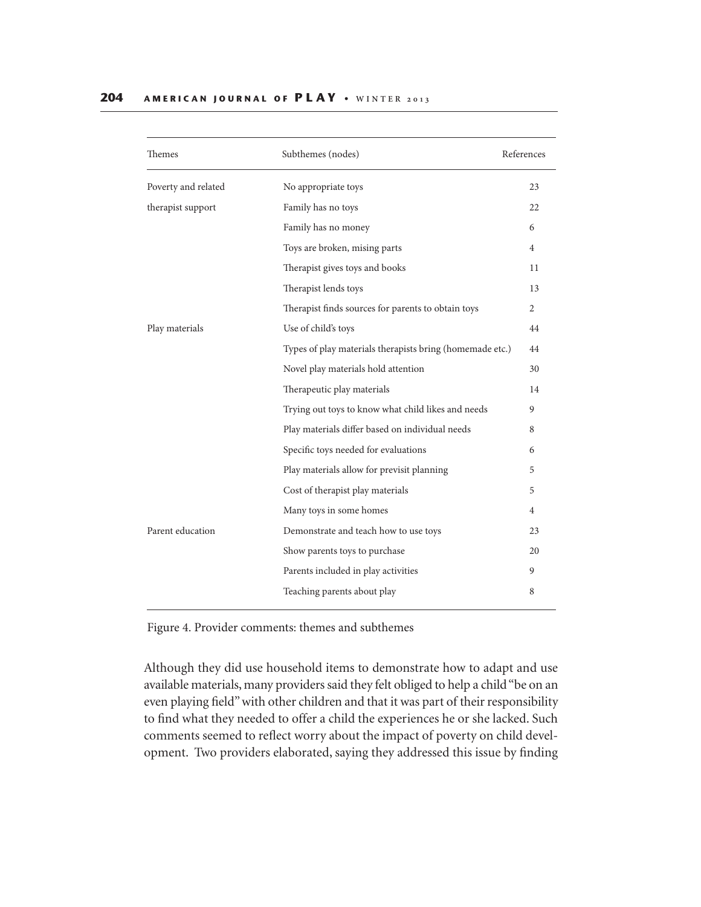| Themes | Subthemes (nodes) | References |
|---|---|---|
| Poverty and related therapist support | No appropriate toys | 23 |
| | Family has no toys | 22 |
| | Family has no money | 6 |
| | Toys are broken, mising parts | 4 |
| | Therapist gives toys and books | 11 |
| | Therapist lends toys | 13 |
| | Therapist finds sources for parents to obtain toys | 2 |
| Play materials | Use of child's toys | 44 |
| | Types of play materials therapists bring (homemade etc.) | 44 |
| | Novel play materials hold attention | 30 |
| | Therapeutic play materials | 14 |
| | Trying out toys to know what child likes and needs | 9 |
| | Play materials differ based on individual needs | 8 |
| | Specific toys needed for evaluations | 6 |
| | Play materials allow for previsit planning | 5 |
| | Cost of therapist play materials | 5 |
| | Many toys in some homes | 4 |
| Parent education | Demonstrate and teach how to use toys | 23 |
| | Show parents toys to purchase | 20 |
| | Parents included in play activities | 9 |
| | Teaching parents about play | 8 |

Figure 4. Provider comments: themes and subthemes

Although they did use household items to demonstrate how to adapt and use available materials, many providers said they felt obliged to help a child "be on an even playing field" with other children and that it was part of their responsibility to find what they needed to offer a child the experiences he or she lacked. Such comments seemed to reflect worry about the impact of poverty on child development. Two providers elaborated, saying they addressed this issue by finding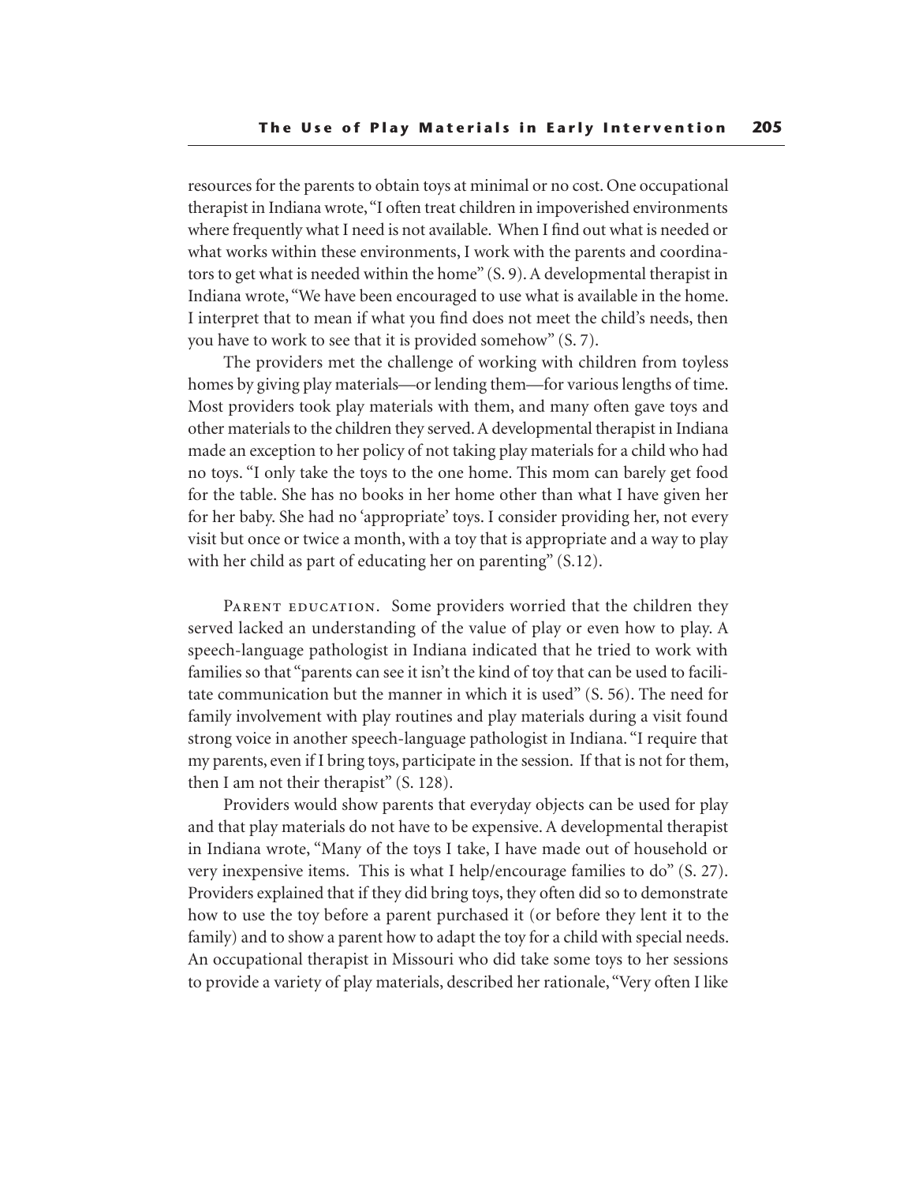resources for the parents to obtain toys at minimal or no cost. One occupational therapist in Indiana wrote, "I often treat children in impoverished environments where frequently what I need is not available. When I find out what is needed or what works within these environments, I work with the parents and coordinators to get what is needed within the home" (S. 9). A developmental therapist in Indiana wrote, "We have been encouraged to use what is available in the home. I interpret that to mean if what you find does not meet the child's needs, then you have to work to see that it is provided somehow" (S. 7).

The providers met the challenge of working with children from toyless homes by giving play materials—or lending them—for various lengths of time. Most providers took play materials with them, and many often gave toys and other materials to the children they served. A developmental therapist in Indiana made an exception to her policy of not taking play materials for a child who had no toys. "I only take the toys to the one home. This mom can barely get food for the table. She has no books in her home other than what I have given her for her baby. She had no 'appropriate' toys. I consider providing her, not every visit but once or twice a month, with a toy that is appropriate and a way to play with her child as part of educating her on parenting" (S.12).

Parent education. Some providers worried that the children they served lacked an understanding of the value of play or even how to play. A speech-language pathologist in Indiana indicated that he tried to work with families so that "parents can see it isn't the kind of toy that can be used to facilitate communication but the manner in which it is used" (S. 56). The need for family involvement with play routines and play materials during a visit found strong voice in another speech-language pathologist in Indiana. "I require that my parents, even if I bring toys, participate in the session. If that is not for them, then I am not their therapist" (S. 128).

Providers would show parents that everyday objects can be used for play and that play materials do not have to be expensive. A developmental therapist in Indiana wrote, "Many of the toys I take, I have made out of household or very inexpensive items. This is what I help/encourage families to do" (S. 27). Providers explained that if they did bring toys, they often did so to demonstrate how to use the toy before a parent purchased it (or before they lent it to the family) and to show a parent how to adapt the toy for a child with special needs. An occupational therapist in Missouri who did take some toys to her sessions to provide a variety of play materials, described her rationale, "Very often I like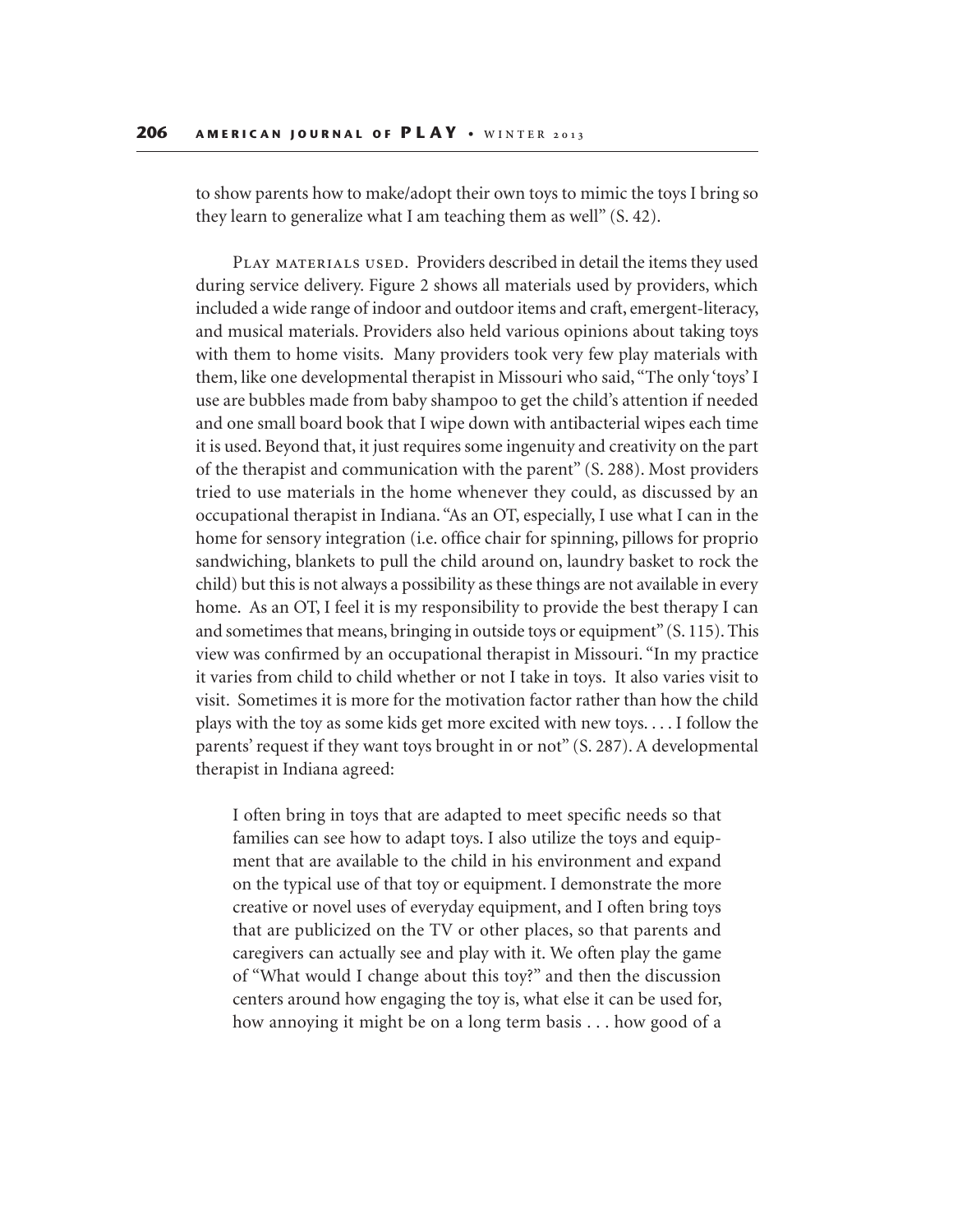to show parents how to make/adopt their own toys to mimic the toys I bring so they learn to generalize what I am teaching them as well" (S. 42).

Play materials used. Providers described in detail the items they used during service delivery. Figure 2 shows all materials used by providers, which included a wide range of indoor and outdoor items and craft, emergent-literacy, and musical materials. Providers also held various opinions about taking toys with them to home visits. Many providers took very few play materials with them, like one developmental therapist in Missouri who said, "The only 'toys' I use are bubbles made from baby shampoo to get the child's attention if needed and one small board book that I wipe down with antibacterial wipes each time it is used. Beyond that, it just requires some ingenuity and creativity on the part of the therapist and communication with the parent" (S. 288). Most providers tried to use materials in the home whenever they could, as discussed by an occupational therapist in Indiana. "As an OT, especially, I use what I can in the home for sensory integration (i.e. office chair for spinning, pillows for proprio sandwiching, blankets to pull the child around on, laundry basket to rock the child) but this is not always a possibility as these things are not available in every home. As an OT, I feel it is my responsibility to provide the best therapy I can and sometimes that means, bringing in outside toys or equipment" (S. 115). This view was confirmed by an occupational therapist in Missouri. "In my practice it varies from child to child whether or not I take in toys. It also varies visit to visit. Sometimes it is more for the motivation factor rather than how the child plays with the toy as some kids get more excited with new toys. . . . I follow the parents' request if they want toys brought in or not" (S. 287). A developmental therapist in Indiana agreed:

> I often bring in toys that are adapted to meet specific needs so that families can see how to adapt toys. I also utilize the toys and equipment that are available to the child in his environment and expand on the typical use of that toy or equipment. I demonstrate the more creative or novel uses of everyday equipment, and I often bring toys that are publicized on the TV or other places, so that parents and caregivers can actually see and play with it. We often play the game of "What would I change about this toy?" and then the discussion centers around how engaging the toy is, what else it can be used for, how annoying it might be on a long term basis . . . how good of a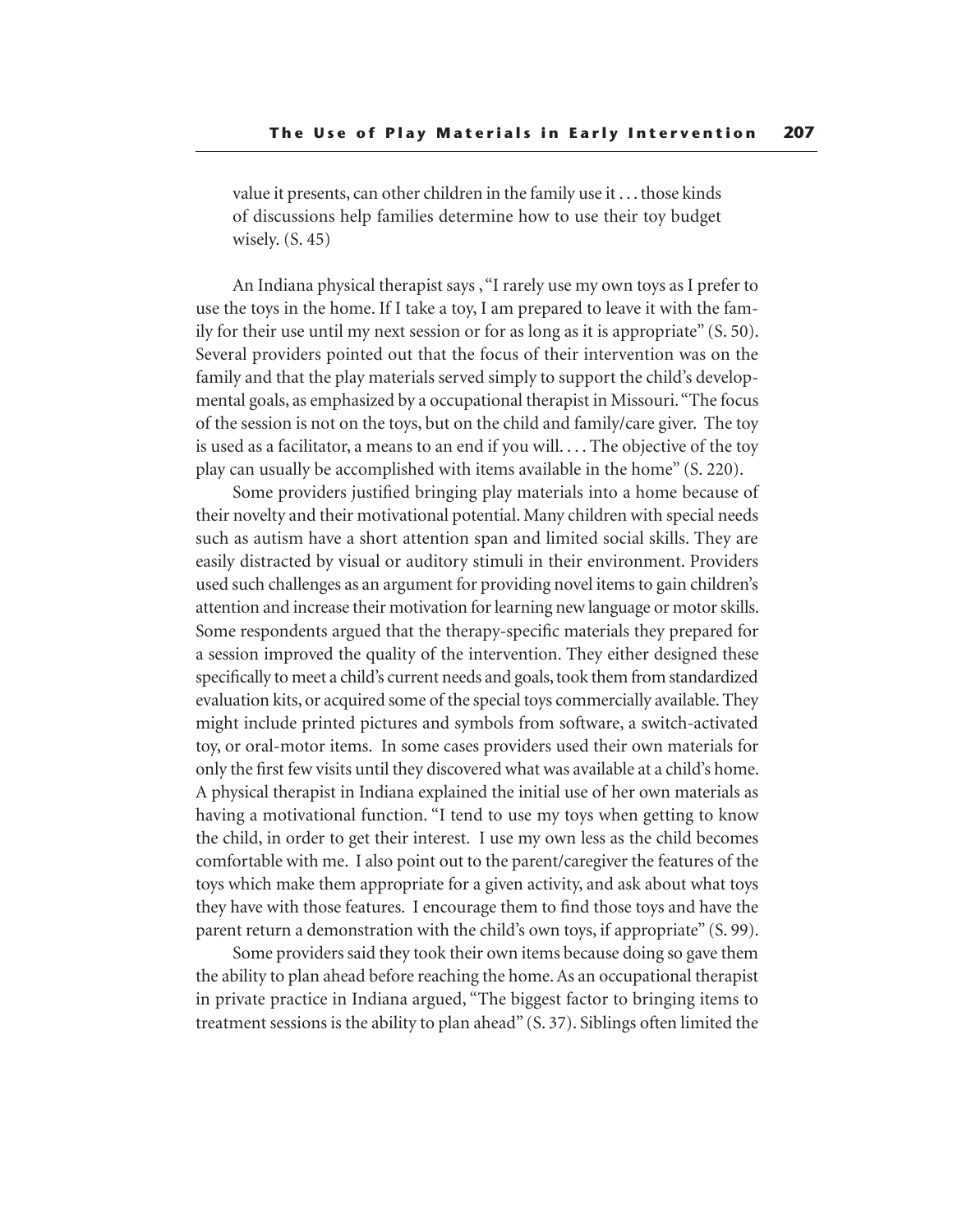value it presents, can other children in the family use it . . . those kinds of discussions help families determine how to use their toy budget wisely. (S. 45)

An Indiana physical therapist says ,"I rarely use my own toys as I prefer to use the toys in the home. If I take a toy, I am prepared to leave it with the family for their use until my next session or for as long as it is appropriate" (S. 50). Several providers pointed out that the focus of their intervention was on the family and that the play materials served simply to support the child's developmental goals, as emphasized by a occupational therapist in Missouri. "The focus of the session is not on the toys, but on the child and family/care giver. The toy is used as a facilitator, a means to an end if you will. . . . The objective of the toy play can usually be accomplished with items available in the home" (S. 220).

Some providers justified bringing play materials into a home because of their novelty and their motivational potential. Many children with special needs such as autism have a short attention span and limited social skills. They are easily distracted by visual or auditory stimuli in their environment. Providers used such challenges as an argument for providing novel items to gain children's attention and increase their motivation for learning new language or motor skills. Some respondents argued that the therapy-specific materials they prepared for a session improved the quality of the intervention. They either designed these specifically to meet a child's current needs and goals, took them from standardized evaluation kits, or acquired some of the special toys commercially available. They might include printed pictures and symbols from software, a switch-activated toy, or oral-motor items. In some cases providers used their own materials for only the first few visits until they discovered what was available at a child's home. A physical therapist in Indiana explained the initial use of her own materials as having a motivational function. "I tend to use my toys when getting to know the child, in order to get their interest. I use my own less as the child becomes comfortable with me. I also point out to the parent/caregiver the features of the toys which make them appropriate for a given activity, and ask about what toys they have with those features. I encourage them to find those toys and have the parent return a demonstration with the child's own toys, if appropriate" (S. 99).

Some providers said they took their own items because doing so gave them the ability to plan ahead before reaching the home. As an occupational therapist in private practice in Indiana argued, "The biggest factor to bringing items to treatment sessions is the ability to plan ahead" (S. 37). Siblings often limited the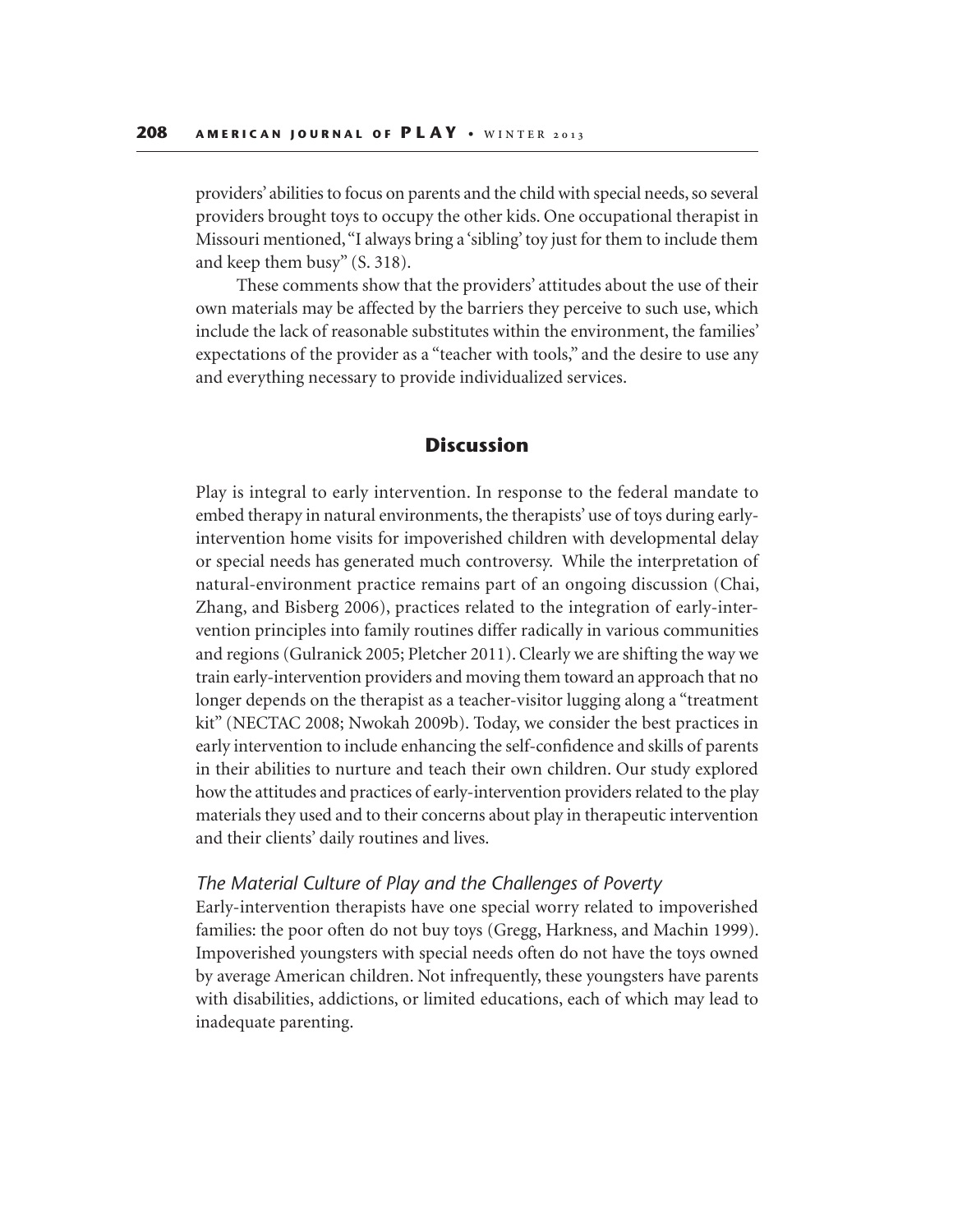providers' abilities to focus on parents and the child with special needs, so several providers brought toys to occupy the other kids. One occupational therapist in Missouri mentioned, "I always bring a 'sibling' toy just for them to include them and keep them busy" (S. 318).

These comments show that the providers' attitudes about the use of their own materials may be affected by the barriers they perceive to such use, which include the lack of reasonable substitutes within the environment, the families' expectations of the provider as a "teacher with tools," and the desire to use any and everything necessary to provide individualized services.

## Discussion

Play is integral to early intervention. In response to the federal mandate to embed therapy in natural environments, the therapists' use of toys during early-intervention home visits for impoverished children with developmental delay or special needs has generated much controversy. While the interpretation of natural-environment practice remains part of an ongoing discussion (Chai, Zhang, and Bisberg 2006), practices related to the integration of early-intervention principles into family routines differ radically in various communities and regions (Gulranick 2005; Pletcher 2011). Clearly we are shifting the way we train early-intervention providers and moving them toward an approach that no longer depends on the therapist as a teacher-visitor lugging along a "treatment kit" (NECTAC 2008; Nwokah 2009b). Today, we consider the best practices in early intervention to include enhancing the self-confidence and skills of parents in their abilities to nurture and teach their own children. Our study explored how the attitudes and practices of early-intervention providers related to the play materials they used and to their concerns about play in therapeutic intervention and their clients' daily routines and lives.

### *The Material Culture of Play and the Challenges of Poverty*

Early-intervention therapists have one special worry related to impoverished families: the poor often do not buy toys (Gregg, Harkness, and Machin 1999). Impoverished youngsters with special needs often do not have the toys owned by average American children. Not infrequently, these youngsters have parents with disabilities, addictions, or limited educations, each of which may lead to inadequate parenting.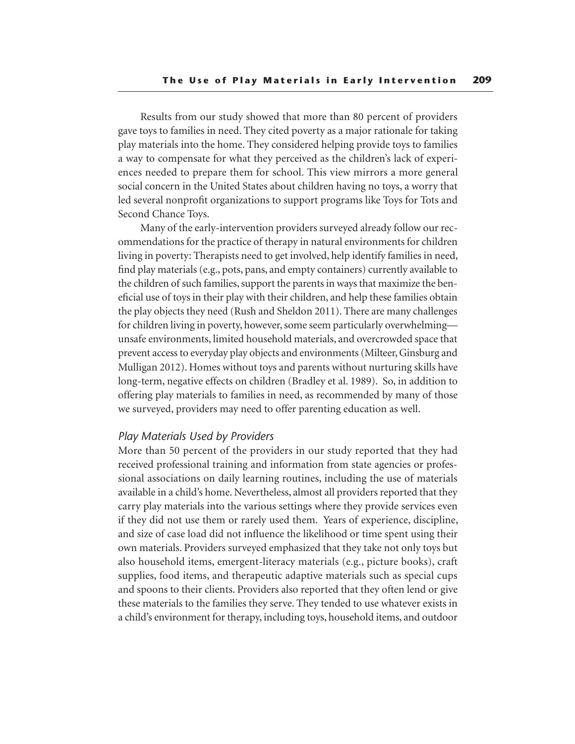Results from our study showed that more than 80 percent of providers gave toys to families in need. They cited poverty as a major rationale for taking play materials into the home. They considered helping provide toys to families a way to compensate for what they perceived as the children's lack of experiences needed to prepare them for school. This view mirrors a more general social concern in the United States about children having no toys, a worry that led several nonprofit organizations to support programs like Toys for Tots and Second Chance Toys.

Many of the early-intervention providers surveyed already follow our recommendations for the practice of therapy in natural environments for children living in poverty: Therapists need to get involved, help identify families in need, find play materials (e.g., pots, pans, and empty containers) currently available to the children of such families, support the parents in ways that maximize the beneficial use of toys in their play with their children, and help these families obtain the play objects they need (Rush and Sheldon 2011). There are many challenges for children living in poverty, however, some seem particularly overwhelming—unsafe environments, limited household materials, and overcrowded space that prevent access to everyday play objects and environments (Milteer, Ginsburg and Mulligan 2012). Homes without toys and parents without nurturing skills have long-term, negative effects on children (Bradley et al. 1989). So, in addition to offering play materials to families in need, as recommended by many of those we surveyed, providers may need to offer parenting education as well.

### *Play Materials Used by Providers*

More than 50 percent of the providers in our study reported that they had received professional training and information from state agencies or professional associations on daily learning routines, including the use of materials available in a child's home. Nevertheless, almost all providers reported that they carry play materials into the various settings where they provide services even if they did not use them or rarely used them. Years of experience, discipline, and size of case load did not influence the likelihood or time spent using their own materials. Providers surveyed emphasized that they take not only toys but also household items, emergent-literacy materials (e.g., picture books), craft supplies, food items, and therapeutic adaptive materials such as special cups and spoons to their clients. Providers also reported that they often lend or give these materials to the families they serve. They tended to use whatever exists in a child's environment for therapy, including toys, household items, and outdoor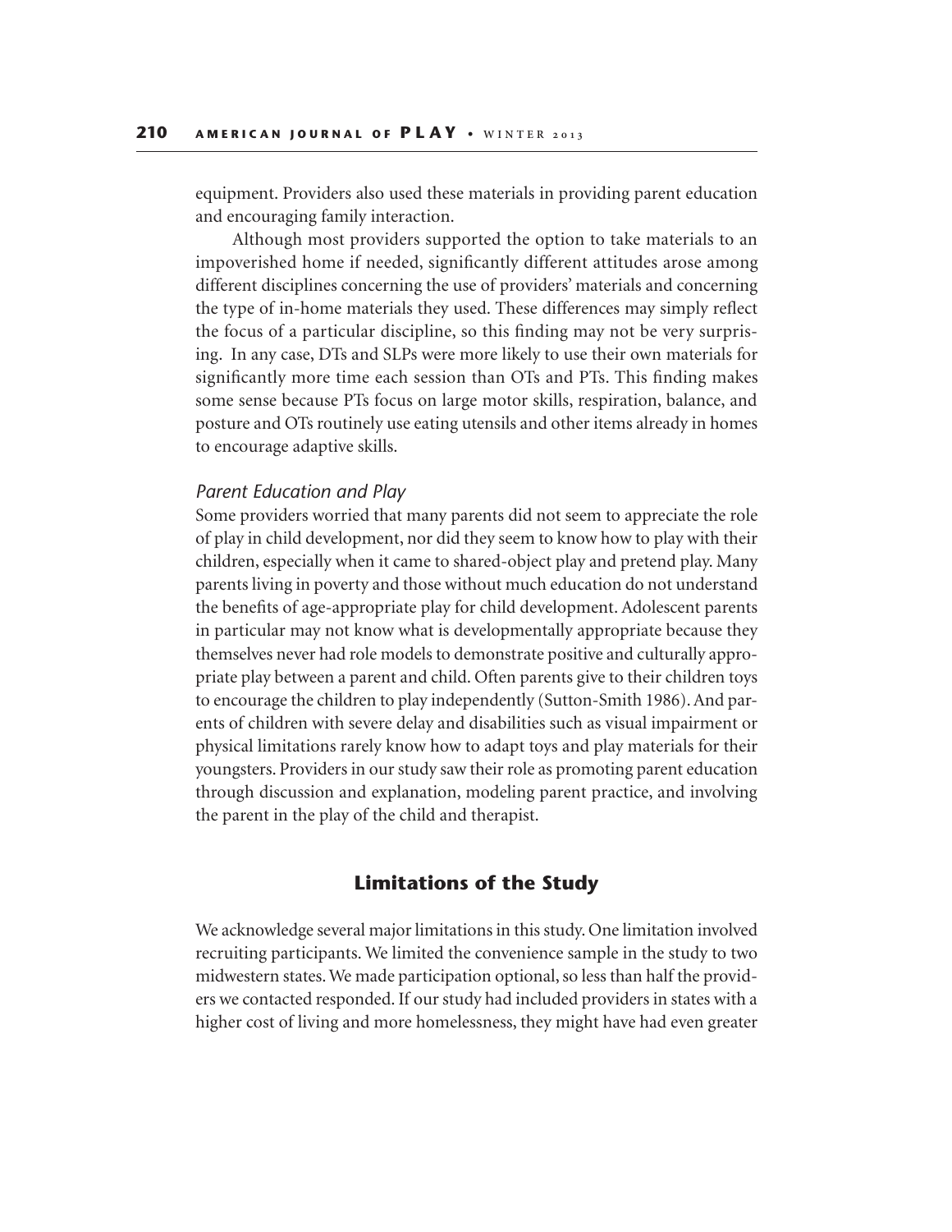equipment. Providers also used these materials in providing parent education and encouraging family interaction.

Although most providers supported the option to take materials to an impoverished home if needed, significantly different attitudes arose among different disciplines concerning the use of providers' materials and concerning the type of in-home materials they used. These differences may simply reflect the focus of a particular discipline, so this finding may not be very surprising. In any case, DTs and SLPs were more likely to use their own materials for significantly more time each session than OTs and PTs. This finding makes some sense because PTs focus on large motor skills, respiration, balance, and posture and OTs routinely use eating utensils and other items already in homes to encourage adaptive skills.

### *Parent Education and Play*

Some providers worried that many parents did not seem to appreciate the role of play in child development, nor did they seem to know how to play with their children, especially when it came to shared-object play and pretend play. Many parents living in poverty and those without much education do not understand the benefits of age-appropriate play for child development. Adolescent parents in particular may not know what is developmentally appropriate because they themselves never had role models to demonstrate positive and culturally appropriate play between a parent and child. Often parents give to their children toys to encourage the children to play independently (Sutton-Smith 1986). And parents of children with severe delay and disabilities such as visual impairment or physical limitations rarely know how to adapt toys and play materials for their youngsters. Providers in our study saw their role as promoting parent education through discussion and explanation, modeling parent practice, and involving the parent in the play of the child and therapist.

## Limitations of the Study

We acknowledge several major limitations in this study. One limitation involved recruiting participants. We limited the convenience sample in the study to two midwestern states. We made participation optional, so less than half the providers we contacted responded. If our study had included providers in states with a higher cost of living and more homelessness, they might have had even greater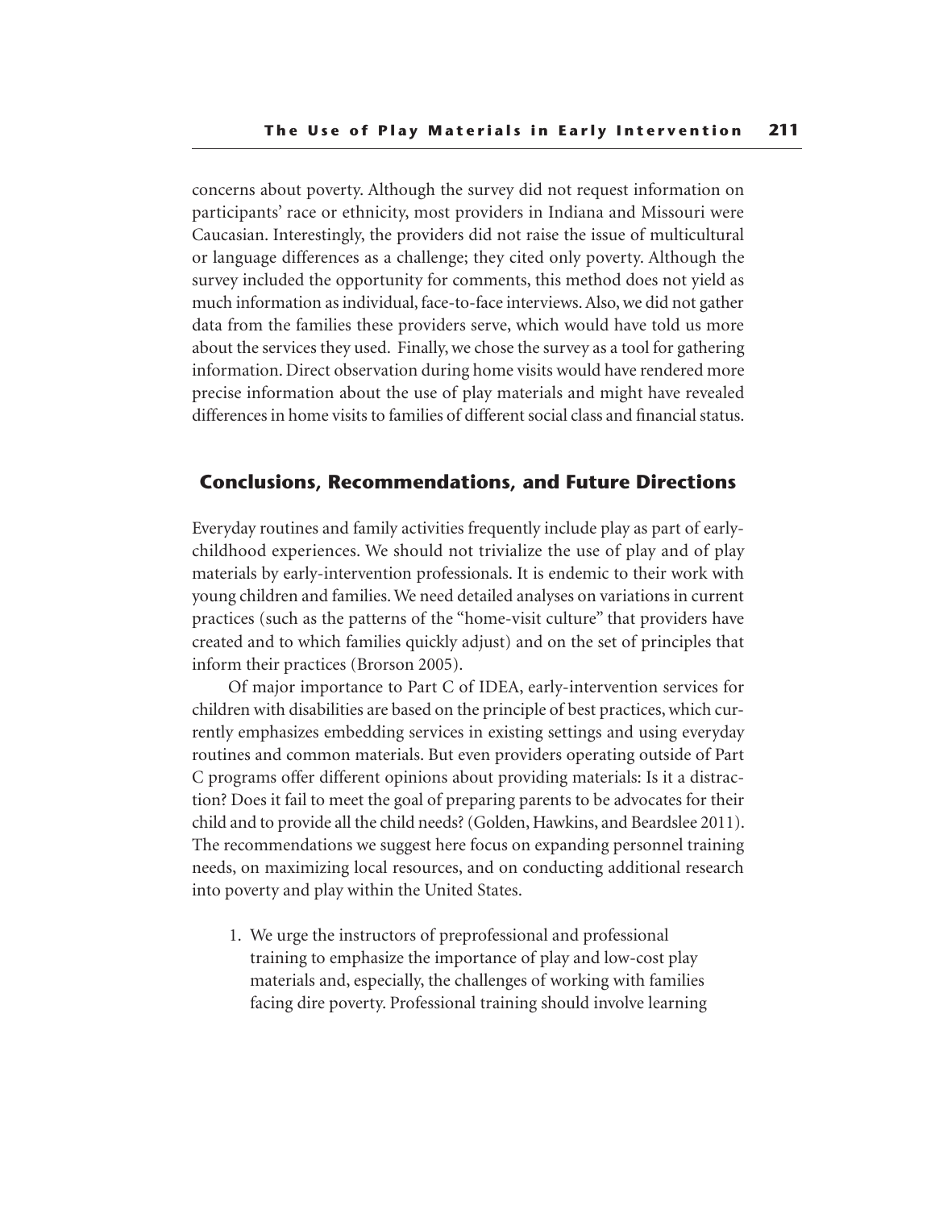concerns about poverty. Although the survey did not request information on participants' race or ethnicity, most providers in Indiana and Missouri were Caucasian. Interestingly, the providers did not raise the issue of multicultural or language differences as a challenge; they cited only poverty. Although the survey included the opportunity for comments, this method does not yield as much information as individual, face-to-face interviews. Also, we did not gather data from the families these providers serve, which would have told us more about the services they used. Finally, we chose the survey as a tool for gathering information. Direct observation during home visits would have rendered more precise information about the use of play materials and might have revealed differences in home visits to families of different social class and financial status.

## Conclusions, Recommendations, and Future Directions

Everyday routines and family activities frequently include play as part of early-childhood experiences. We should not trivialize the use of play and of play materials by early-intervention professionals. It is endemic to their work with young children and families. We need detailed analyses on variations in current practices (such as the patterns of the "home-visit culture" that providers have created and to which families quickly adjust) and on the set of principles that inform their practices (Brorson 2005).

Of major importance to Part C of IDEA, early-intervention services for children with disabilities are based on the principle of best practices, which currently emphasizes embedding services in existing settings and using everyday routines and common materials. But even providers operating outside of Part C programs offer different opinions about providing materials: Is it a distraction? Does it fail to meet the goal of preparing parents to be advocates for their child and to provide all the child needs? (Golden, Hawkins, and Beardslee 2011). The recommendations we suggest here focus on expanding personnel training needs, on maximizing local resources, and on conducting additional research into poverty and play within the United States.

1. We urge the instructors of preprofessional and professional training to emphasize the importance of play and low-cost play materials and, especially, the challenges of working with families facing dire poverty. Professional training should involve learning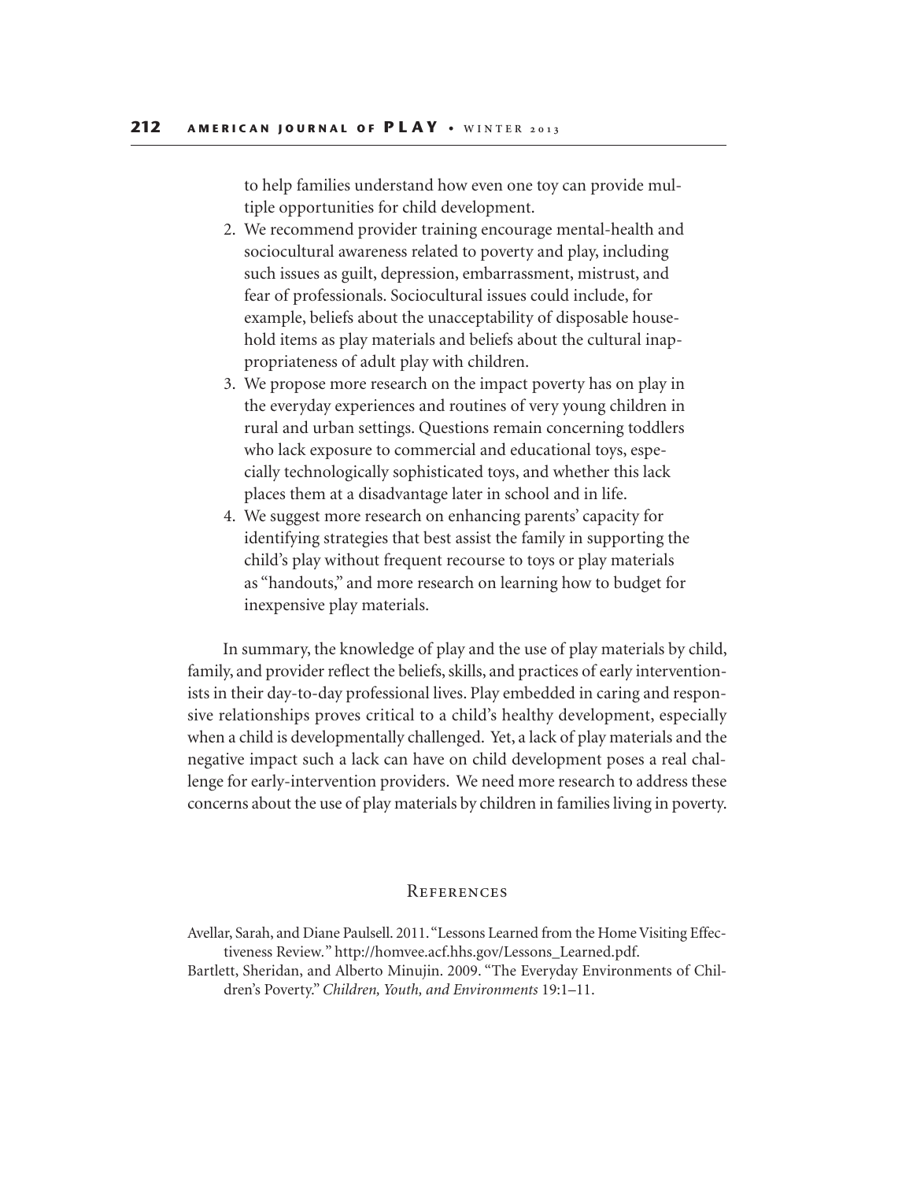to help families understand how even one toy can provide multiple opportunities for child development.

2. We recommend provider training encourage mental-health and sociocultural awareness related to poverty and play, including such issues as guilt, depression, embarrassment, mistrust, and fear of professionals. Sociocultural issues could include, for example, beliefs about the unacceptability of disposable household items as play materials and beliefs about the cultural inappropriateness of adult play with children.
3. We propose more research on the impact poverty has on play in the everyday experiences and routines of very young children in rural and urban settings. Questions remain concerning toddlers who lack exposure to commercial and educational toys, especially technologically sophisticated toys, and whether this lack places them at a disadvantage later in school and in life.
4. We suggest more research on enhancing parents' capacity for identifying strategies that best assist the family in supporting the child's play without frequent recourse to toys or play materials as "handouts," and more research on learning how to budget for inexpensive play materials.

In summary, the knowledge of play and the use of play materials by child, family, and provider reflect the beliefs, skills, and practices of early interventionists in their day-to-day professional lives. Play embedded in caring and responsive relationships proves critical to a child's healthy development, especially when a child is developmentally challenged. Yet, a lack of play materials and the negative impact such a lack can have on child development poses a real challenge for early-intervention providers. We need more research to address these concerns about the use of play materials by children in families living in poverty.

## References

Avellar, Sarah, and Diane Paulsell. 2011. "Lessons Learned from the Home Visiting Effectiveness Review." http://homvee.acf.hhs.gov/Lessons_Learned.pdf.

Bartlett, Sheridan, and Alberto Minujin. 2009. "The Everyday Environments of Children's Poverty." *Children, Youth, and Environments* 19:1–11.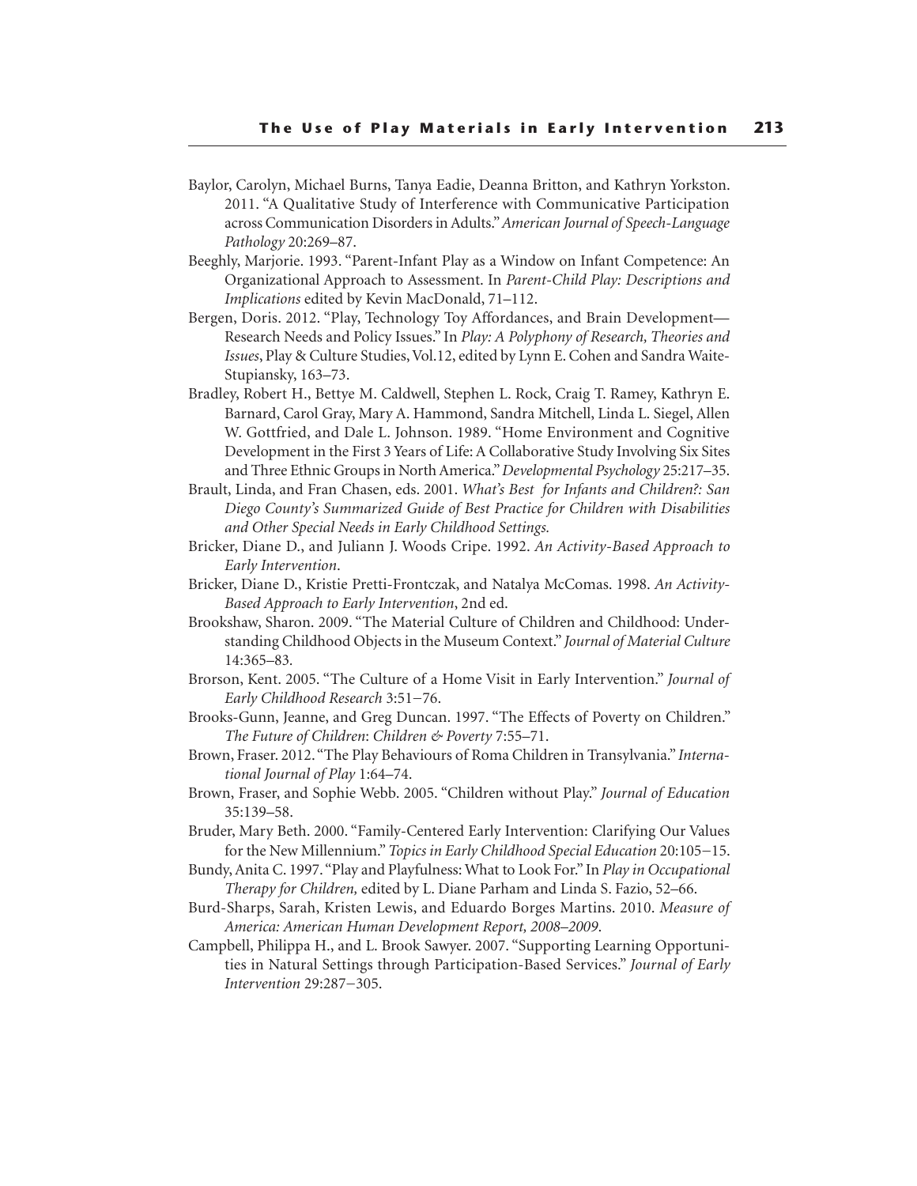Baylor, Carolyn, Michael Burns, Tanya Eadie, Deanna Britton, and Kathryn Yorkston. 2011. "A Qualitative Study of Interference with Communicative Participation across Communication Disorders in Adults." *American Journal of Speech-Language Pathology* 20:269–87.

Beeghly, Marjorie. 1993. "Parent-Infant Play as a Window on Infant Competence: An Organizational Approach to Assessment. In *Parent-Child Play: Descriptions and Implications* edited by Kevin MacDonald, 71–112.

Bergen, Doris. 2012. "Play, Technology Toy Affordances, and Brain Development—Research Needs and Policy Issues." In *Play: A Polyphony of Research, Theories and Issues*, Play & Culture Studies, Vol.12, edited by Lynn E. Cohen and Sandra Waite-Stupiansky, 163–73.

Bradley, Robert H., Bettye M. Caldwell, Stephen L. Rock, Craig T. Ramey, Kathryn E. Barnard, Carol Gray, Mary A. Hammond, Sandra Mitchell, Linda L. Siegel, Allen W. Gottfried, and Dale L. Johnson. 1989. "Home Environment and Cognitive Development in the First 3 Years of Life: A Collaborative Study Involving Six Sites and Three Ethnic Groups in North America." *Developmental Psychology* 25:217–35.

Brault, Linda, and Fran Chasen, eds. 2001. *What's Best for Infants and Children?: San Diego County's Summarized Guide of Best Practice for Children with Disabilities and Other Special Needs in Early Childhood Settings.*

Bricker, Diane D., and Juliann J. Woods Cripe. 1992. *An Activity-Based Approach to Early Intervention*.

Bricker, Diane D., Kristie Pretti-Frontczak, and Natalya McComas. 1998. *An Activity-Based Approach to Early Intervention*, 2nd ed.

Brookshaw, Sharon. 2009. "The Material Culture of Children and Childhood: Understanding Childhood Objects in the Museum Context." *Journal of Material Culture* 14:365–83.

Brorson, Kent. 2005. "The Culture of a Home Visit in Early Intervention." *Journal of Early Childhood Research* 3:51−76.

Brooks-Gunn, Jeanne, and Greg Duncan. 1997. "The Effects of Poverty on Children." *The Future of Children*: *Children & Poverty* 7:55–71.

Brown, Fraser. 2012. "The Play Behaviours of Roma Children in Transylvania." *International Journal of Play* 1:64–74.

Brown, Fraser, and Sophie Webb. 2005. "Children without Play." *Journal of Education* 35:139–58.

Bruder, Mary Beth. 2000. "Family-Centered Early Intervention: Clarifying Our Values for the New Millennium." *Topics in Early Childhood Special Education* 20:105−15.

Bundy, Anita C. 1997. "Play and Playfulness: What to Look For." In *Play in Occupational Therapy for Children,* edited by L. Diane Parham and Linda S. Fazio, 52–66.

Burd-Sharps, Sarah, Kristen Lewis, and Eduardo Borges Martins. 2010. *Measure of America: American Human Development Report, 2008–2009*.

Campbell, Philippa H., and L. Brook Sawyer. 2007. "Supporting Learning Opportunities in Natural Settings through Participation-Based Services." *Journal of Early Intervention* 29:287−305.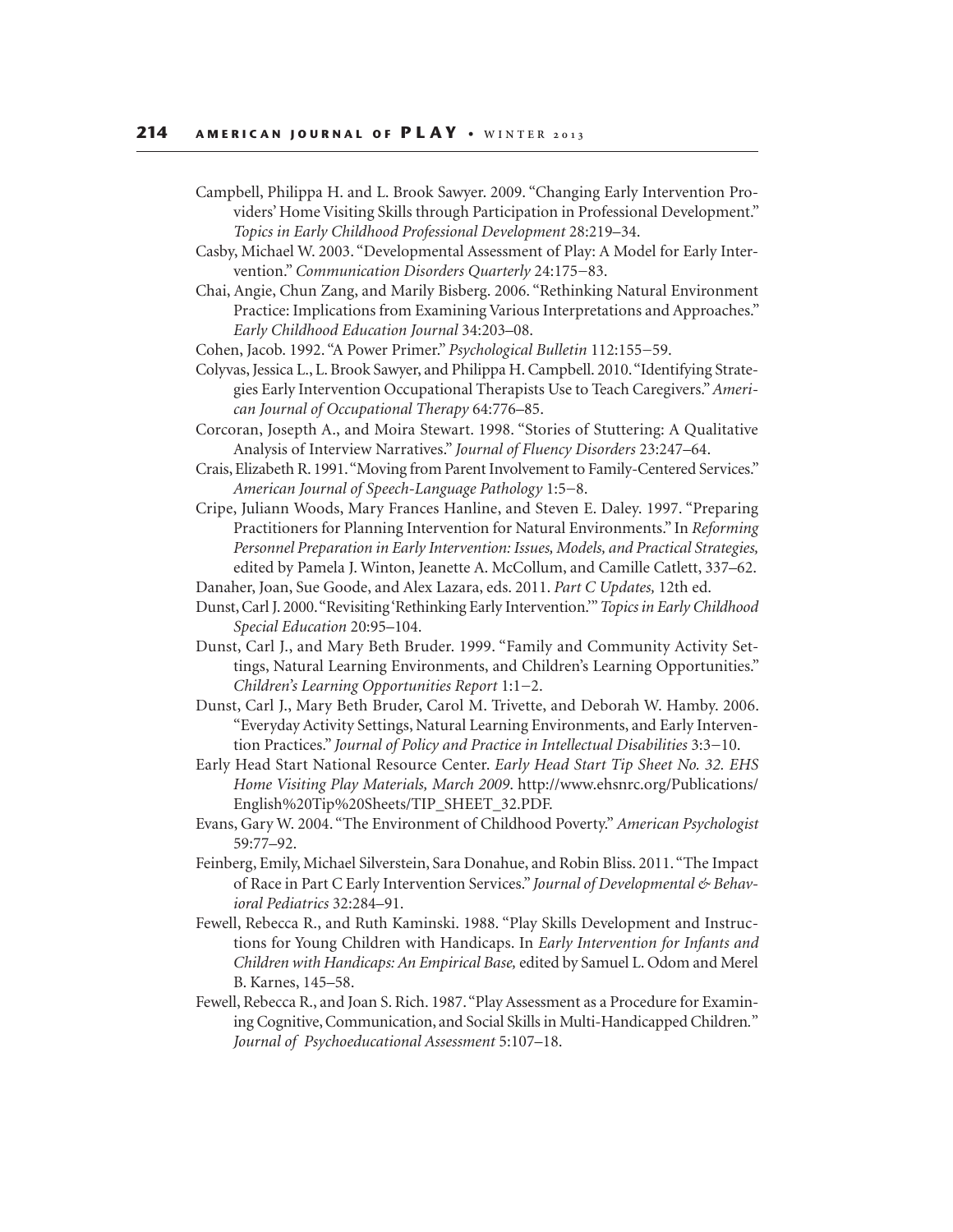Campbell, Philippa H. and L. Brook Sawyer. 2009. "Changing Early Intervention Providers' Home Visiting Skills through Participation in Professional Development." *Topics in Early Childhood Professional Development* 28:219–34.

Casby, Michael W. 2003. "Developmental Assessment of Play: A Model for Early Intervention." *Communication Disorders Quarterly* 24:175–83.

Chai, Angie, Chun Zang, and Marily Bisberg. 2006. "Rethinking Natural Environment Practice: Implications from Examining Various Interpretations and Approaches." *Early Childhood Education Journal* 34:203–08.

Cohen, Jacob. 1992. "A Power Primer." *Psychological Bulletin* 112:155–59.

Colyvas, Jessica L., L. Brook Sawyer, and Philippa H. Campbell. 2010. "Identifying Strategies Early Intervention Occupational Therapists Use to Teach Caregivers." *American Journal of Occupational Therapy* 64:776–85.

Corcoran, Josepth A., and Moira Stewart. 1998. "Stories of Stuttering: A Qualitative Analysis of Interview Narratives." *Journal of Fluency Disorders* 23:247–64.

Crais, Elizabeth R. 1991. "Moving from Parent Involvement to Family-Centered Services." *American Journal of Speech-Language Pathology* 1:5–8.

Cripe, Juliann Woods, Mary Frances Hanline, and Steven E. Daley. 1997. "Preparing Practitioners for Planning Intervention for Natural Environments." In *Reforming Personnel Preparation in Early Intervention: Issues, Models, and Practical Strategies,* edited by Pamela J. Winton, Jeanette A. McCollum, and Camille Catlett, 337–62.

Danaher, Joan, Sue Goode, and Alex Lazara, eds. 2011. *Part C Updates,* 12th ed.

Dunst, Carl J. 2000. "Revisiting 'Rethinking Early Intervention.'" *Topics in Early Childhood Special Education* 20:95–104.

Dunst, Carl J., and Mary Beth Bruder. 1999. "Family and Community Activity Settings, Natural Learning Environments, and Children's Learning Opportunities." *Children's Learning Opportunities Report* 1:1–2.

Dunst, Carl J., Mary Beth Bruder, Carol M. Trivette, and Deborah W. Hamby. 2006. "Everyday Activity Settings, Natural Learning Environments, and Early Intervention Practices." *Journal of Policy and Practice in Intellectual Disabilities* 3:3–10.

Early Head Start National Resource Center. *Early Head Start Tip Sheet No. 32. EHS Home Visiting Play Materials, March 2009*. http://www.ehsnrc.org/Publications/English%20Tip%20Sheets/TIP_SHEET_32.PDF.

Evans, Gary W. 2004. "The Environment of Childhood Poverty." *American Psychologist* 59:77–92.

Feinberg, Emily, Michael Silverstein, Sara Donahue, and Robin Bliss. 2011. "The Impact of Race in Part C Early Intervention Services." *Journal of Developmental & Behavioral Pediatrics* 32:284–91.

Fewell, Rebecca R., and Ruth Kaminski. 1988. "Play Skills Development and Instructions for Young Children with Handicaps. In *Early Intervention for Infants and Children with Handicaps: An Empirical Base,* edited by Samuel L. Odom and Merel B. Karnes, 145–58.

Fewell, Rebecca R., and Joan S. Rich. 1987. "Play Assessment as a Procedure for Examining Cognitive, Communication, and Social Skills in Multi-Handicapped Children." *Journal of Psychoeducational Assessment* 5:107–18.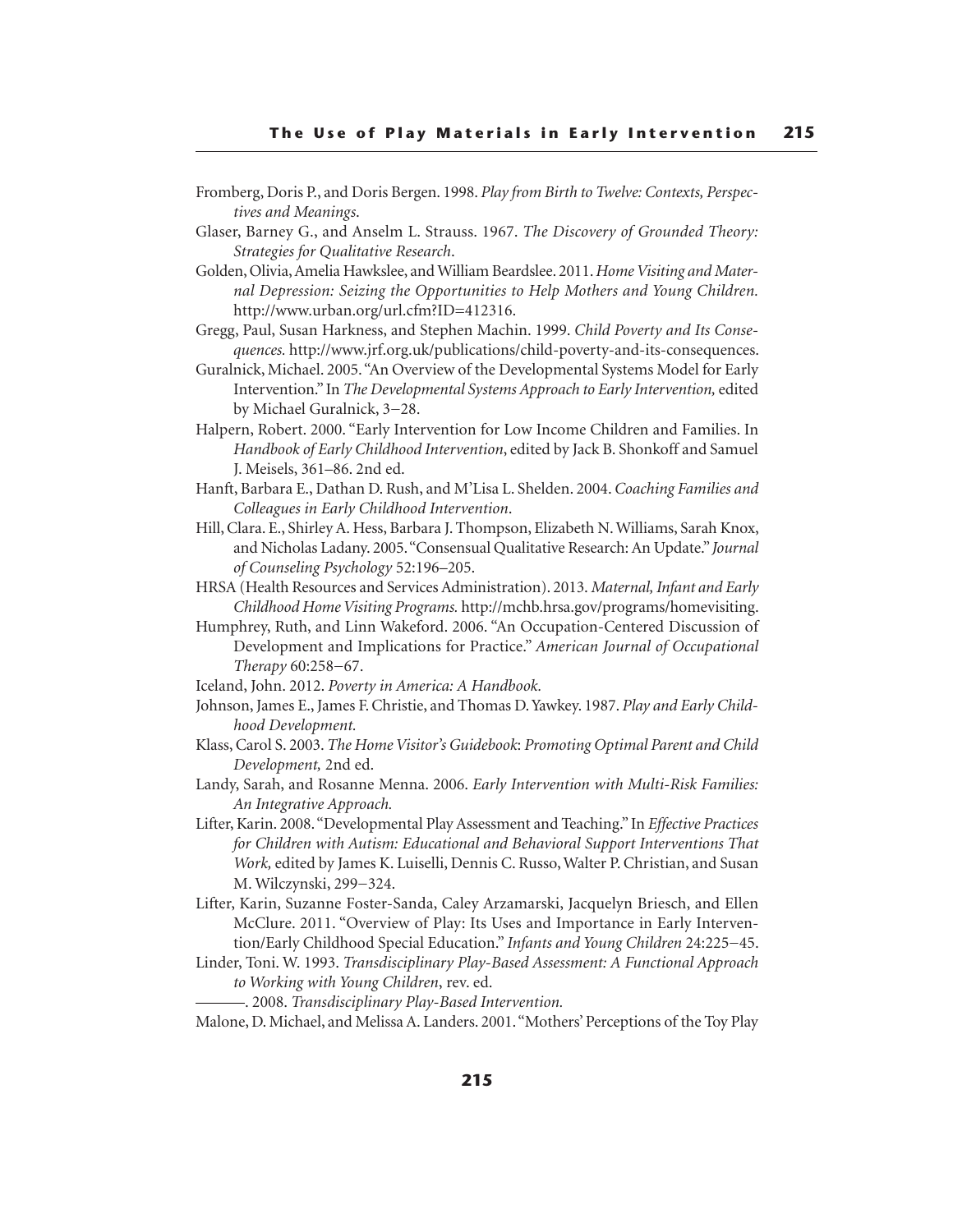Fromberg, Doris P., and Doris Bergen. 1998. *Play from Birth to Twelve: Contexts, Perspectives and Meanings*.

Glaser, Barney G., and Anselm L. Strauss. 1967. *The Discovery of Grounded Theory: Strategies for Qualitative Research*.

Golden, Olivia, Amelia Hawkslee, and William Beardslee. 2011. *Home Visiting and Maternal Depression: Seizing the Opportunities to Help Mothers and Young Children.* http://www.urban.org/url.cfm?ID=412316.

Gregg, Paul, Susan Harkness, and Stephen Machin. 1999. *Child Poverty and Its Consequences.* http://www.jrf.org.uk/publications/child-poverty-and-its-consequences.

Guralnick, Michael. 2005. "An Overview of the Developmental Systems Model for Early Intervention." In *The Developmental Systems Approach to Early Intervention,* edited by Michael Guralnick, 3–28.

Halpern, Robert. 2000. "Early Intervention for Low Income Children and Families. In *Handbook of Early Childhood Intervention*, edited by Jack B. Shonkoff and Samuel J. Meisels, 361–86. 2nd ed.

Hanft, Barbara E., Dathan D. Rush, and M'Lisa L. Shelden. 2004. *Coaching Families and Colleagues in Early Childhood Intervention*.

Hill, Clara. E., Shirley A. Hess, Barbara J. Thompson, Elizabeth N. Williams, Sarah Knox, and Nicholas Ladany. 2005. "Consensual Qualitative Research: An Update." *Journal of Counseling Psychology* 52:196–205.

HRSA (Health Resources and Services Administration). 2013. *Maternal, Infant and Early Childhood Home Visiting Programs.* http://mchb.hrsa.gov/programs/homevisiting.

Humphrey, Ruth, and Linn Wakeford. 2006. "An Occupation-Centered Discussion of Development and Implications for Practice." *American Journal of Occupational Therapy* 60:258–67.

Iceland, John. 2012. *Poverty in America: A Handbook.*

Johnson, James E., James F. Christie, and Thomas D. Yawkey. 1987. *Play and Early Childhood Development.*

Klass, Carol S. 2003. *The Home Visitor's Guidebook: Promoting Optimal Parent and Child Development,* 2nd ed.

Landy, Sarah, and Rosanne Menna. 2006. *Early Intervention with Multi-Risk Families: An Integrative Approach.*

Lifter, Karin. 2008. "Developmental Play Assessment and Teaching." In *Effective Practices for Children with Autism: Educational and Behavioral Support Interventions That Work,* edited by James K. Luiselli, Dennis C. Russo, Walter P. Christian, and Susan M. Wilczynski, 299–324.

Lifter, Karin, Suzanne Foster-Sanda, Caley Arzamarski, Jacquelyn Briesch, and Ellen McClure. 2011. "Overview of Play: Its Uses and Importance in Early Intervention/Early Childhood Special Education." *Infants and Young Children* 24:225–45.

Linder, Toni. W. 1993. *Transdisciplinary Play-Based Assessment: A Functional Approach to Working with Young Children*, rev. ed.

———. 2008. *Transdisciplinary Play-Based Intervention.*

Malone, D. Michael, and Melissa A. Landers. 2001. "Mothers' Perceptions of the Toy Play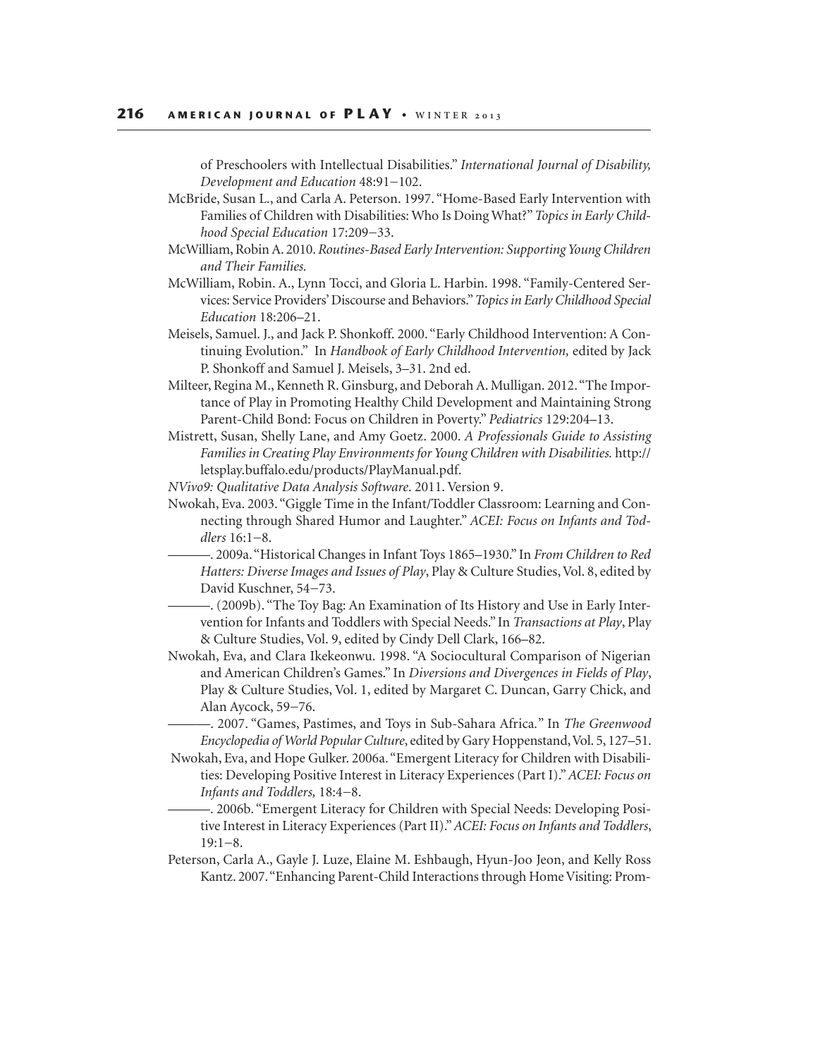of Preschoolers with Intellectual Disabilities." *International Journal of Disability, Development and Education* 48:91–102.

McBride, Susan L., and Carla A. Peterson. 1997. "Home-Based Early Intervention with Families of Children with Disabilities: Who Is Doing What?" *Topics in Early Childhood Special Education* 17:209–33.

McWilliam, Robin A. 2010. *Routines-Based Early Intervention: Supporting Young Children and Their Families.*

McWilliam, Robin. A., Lynn Tocci, and Gloria L. Harbin. 1998. "Family-Centered Services: Service Providers' Discourse and Behaviors." *Topics in Early Childhood Special Education* 18:206–21.

Meisels, Samuel. J., and Jack P. Shonkoff. 2000. "Early Childhood Intervention: A Continuing Evolution." In *Handbook of Early Childhood Intervention,* edited by Jack P. Shonkoff and Samuel J. Meisels, 3–31. 2nd ed.

Milteer, Regina M., Kenneth R. Ginsburg, and Deborah A. Mulligan. 2012. "The Importance of Play in Promoting Healthy Child Development and Maintaining Strong Parent-Child Bond: Focus on Children in Poverty." *Pediatrics* 129:204–13.

Mistrett, Susan, Shelly Lane, and Amy Goetz. 2000. *A Professionals Guide to Assisting Families in Creating Play Environments for Young Children with Disabilities.* http://letsplay.buffalo.edu/products/PlayManual.pdf.

*NVivo9: Qualitative Data Analysis Software*. 2011. Version 9.

Nwokah, Eva. 2003. "Giggle Time in the Infant/Toddler Classroom: Learning and Connecting through Shared Humor and Laughter." *ACEI: Focus on Infants and Toddlers* 16:1–8.

———. 2009a. "Historical Changes in Infant Toys 1865–1930." In *From Children to Red Hatters: Diverse Images and Issues of Play*, Play & Culture Studies, Vol. 8, edited by David Kuschner, 54–73.

———. (2009b). "The Toy Bag: An Examination of Its History and Use in Early Intervention for Infants and Toddlers with Special Needs." In *Transactions at Play*, Play & Culture Studies, Vol. 9, edited by Cindy Dell Clark, 166–82.

Nwokah, Eva, and Clara Ikekeonwu. 1998. "A Sociocultural Comparison of Nigerian and American Children's Games." In *Diversions and Divergences in Fields of Play*, Play & Culture Studies, Vol. 1, edited by Margaret C. Duncan, Garry Chick, and Alan Aycock, 59–76.

———. 2007. "Games, Pastimes, and Toys in Sub-Sahara Africa." In *The Greenwood Encyclopedia of World Popular Culture*, edited by Gary Hoppenstand, Vol. 5, 127–51.

Nwokah, Eva, and Hope Gulker. 2006a. "Emergent Literacy for Children with Disabilities: Developing Positive Interest in Literacy Experiences (Part I)." *ACEI: Focus on Infants and Toddlers,* 18:4–8.

———. 2006b. "Emergent Literacy for Children with Special Needs: Developing Positive Interest in Literacy Experiences (Part II)." *ACEI: Focus on Infants and Toddlers*, 19:1–8.

Peterson, Carla A., Gayle J. Luze, Elaine M. Eshbaugh, Hyun-Joo Jeon, and Kelly Ross Kantz. 2007. "Enhancing Parent-Child Interactions through Home Visiting: Prom-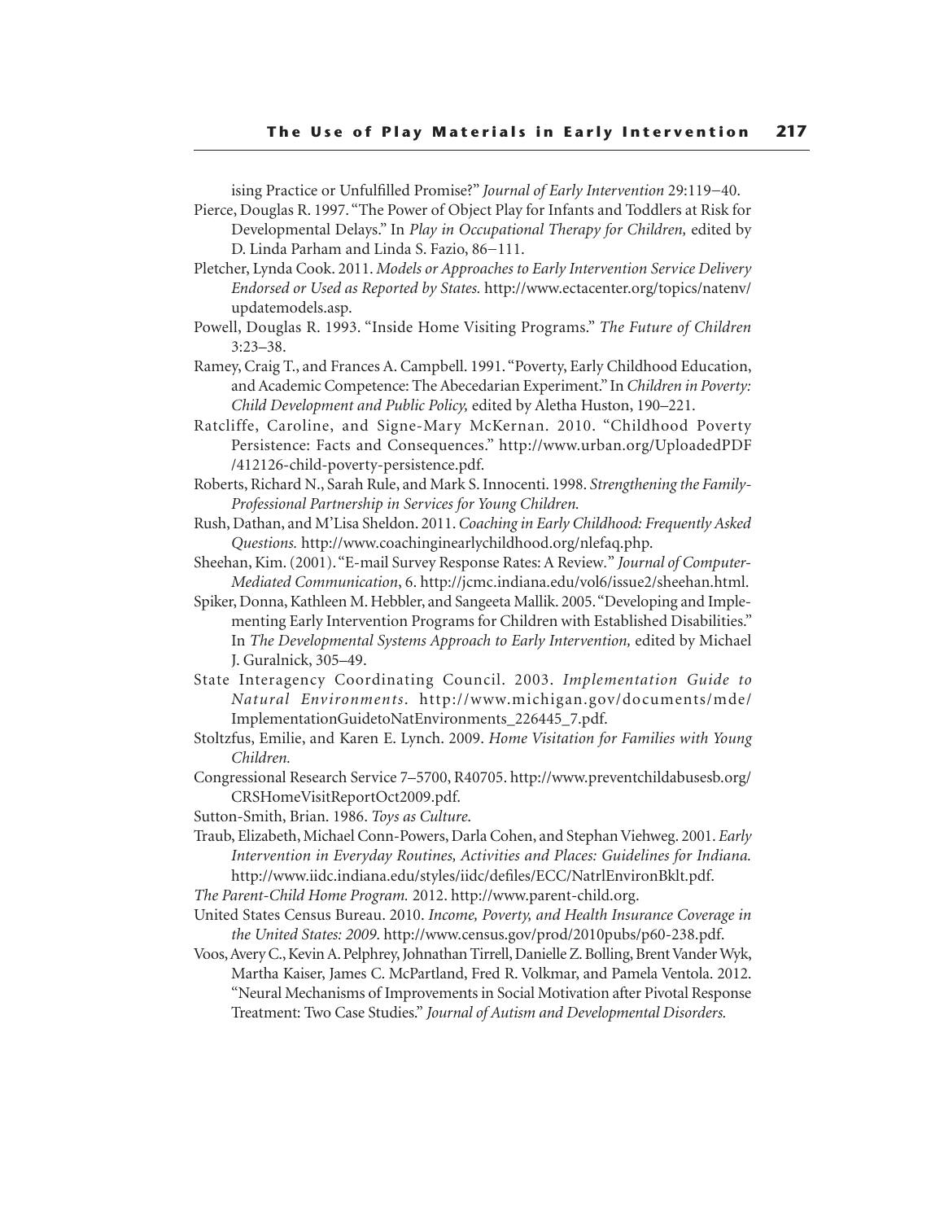ising Practice or Unfulfilled Promise?" *Journal of Early Intervention* 29:119–40.

Pierce, Douglas R. 1997. "The Power of Object Play for Infants and Toddlers at Risk for Developmental Delays." In *Play in Occupational Therapy for Children,* edited by D. Linda Parham and Linda S. Fazio, 86–111.

Pletcher, Lynda Cook. 2011. *Models or Approaches to Early Intervention Service Delivery Endorsed or Used as Reported by States.* http://www.ectacenter.org/topics/natenv/updatemodels.asp.

Powell, Douglas R. 1993. "Inside Home Visiting Programs." *The Future of Children* 3:23–38.

Ramey, Craig T., and Frances A. Campbell. 1991. "Poverty, Early Childhood Education, and Academic Competence: The Abecedarian Experiment." In *Children in Poverty: Child Development and Public Policy,* edited by Aletha Huston, 190–221.

Ratcliffe, Caroline, and Signe-Mary McKernan. 2010. "Childhood Poverty Persistence: Facts and Consequences." http://www.urban.org/UploadedPDF/412126-child-poverty-persistence.pdf.

Roberts, Richard N., Sarah Rule, and Mark S. Innocenti. 1998. *Strengthening the Family-Professional Partnership in Services for Young Children.*

Rush, Dathan, and M'Lisa Sheldon. 2011. *Coaching in Early Childhood: Frequently Asked Questions.* http://www.coachinginearlychildhood.org/nlefaq.php.

Sheehan, Kim. (2001). "E-mail Survey Response Rates: A Review." *Journal of Computer-Mediated Communication*, 6. http://jcmc.indiana.edu/vol6/issue2/sheehan.html.

Spiker, Donna, Kathleen M. Hebbler, and Sangeeta Mallik. 2005. "Developing and Implementing Early Intervention Programs for Children with Established Disabilities." In *The Developmental Systems Approach to Early Intervention,* edited by Michael J. Guralnick, 305–49.

State Interagency Coordinating Council. 2003. *Implementation Guide to Natural Environments.* http://www.michigan.gov/documents/mde/ImplementationGuidetoNatEnvironments_226445_7.pdf.

Stoltzfus, Emilie, and Karen E. Lynch. 2009. *Home Visitation for Families with Young Children.*

Congressional Research Service 7–5700, R40705. http://www.preventchildabusesb.org/CRSHomeVisitReportOct2009.pdf.

Sutton-Smith, Brian. 1986. *Toys as Culture.*

Traub, Elizabeth, Michael Conn-Powers, Darla Cohen, and Stephan Viehweg. 2001. *Early Intervention in Everyday Routines, Activities and Places: Guidelines for Indiana.* http://www.iidc.indiana.edu/styles/iidc/defiles/ECC/NatrlEnvironBklt.pdf.

*The Parent-Child Home Program.* 2012. http://www.parent-child.org.

United States Census Bureau. 2010. *Income, Poverty, and Health Insurance Coverage in the United States: 2009.* http://www.census.gov/prod/2010pubs/p60-238.pdf.

Voos, Avery C., Kevin A. Pelphrey, Johnathan Tirrell, Danielle Z. Bolling, Brent Vander Wyk, Martha Kaiser, James C. McPartland, Fred R. Volkmar, and Pamela Ventola. 2012. "Neural Mechanisms of Improvements in Social Motivation after Pivotal Response Treatment: Two Case Studies." *Journal of Autism and Developmental Disorders.*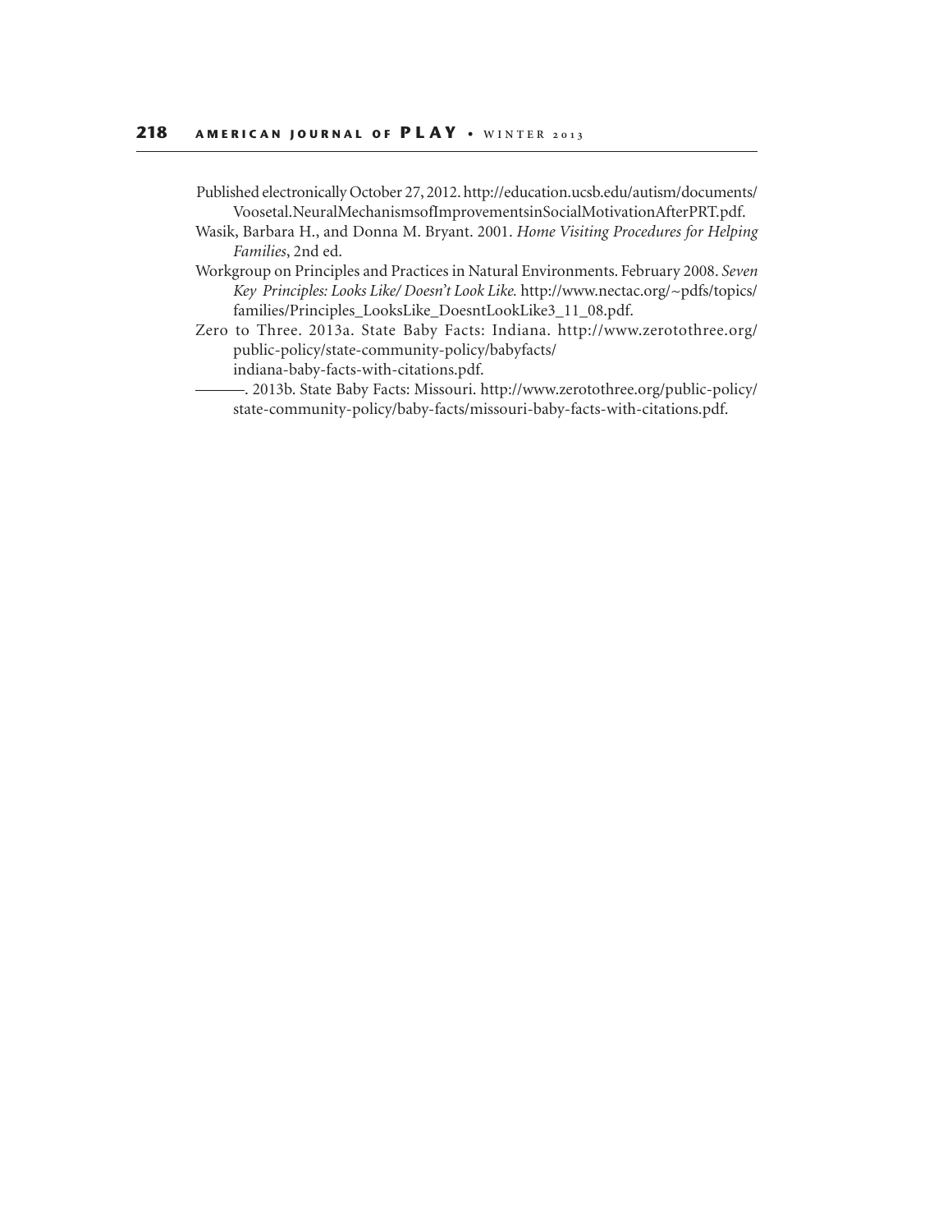Published electronically October 27, 2012. http://education.ucsb.edu/autism/documents/Voosetal.NeuralMechanismsofImprovementsinSocialMotivationAfterPRT.pdf.

Wasik, Barbara H., and Donna M. Bryant. 2001. *Home Visiting Procedures for Helping Families*, 2nd ed.

Workgroup on Principles and Practices in Natural Environments. February 2008. *Seven Key Principles: Looks Like/ Doesn't Look Like.* http://www.nectac.org/~pdfs/topics/families/Principles_LooksLike_DoesntLookLike3_11_08.pdf.

Zero to Three. 2013a. State Baby Facts: Indiana. http://www.zerotothree.org/public-policy/state-community-policy/babyfacts/indiana-baby-facts-with-citations.pdf.

———. 2013b. State Baby Facts: Missouri. http://www.zerotothree.org/public-policy/state-community-policy/baby-facts/missouri-baby-facts-with-citations.pdf.